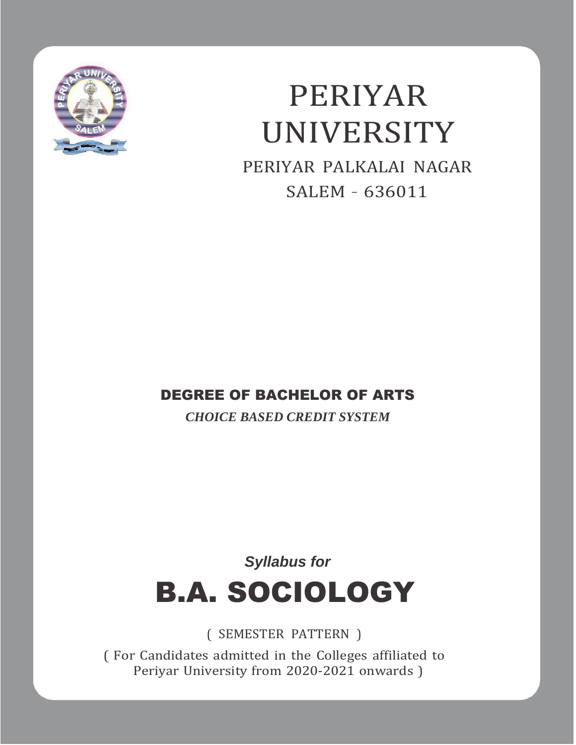# PERIYAR UNIVERSITY

PERIYAR PALKALAI NAGAR

SALEM - 636011

## DEGREE OF BACHELOR OF ARTS

***CHOICE BASED CREDIT SYSTEM***

***Syllabus for***

# B.A. SOCIOLOGY

( SEMESTER PATTERN )

( For Candidates admitted in the Colleges affiliated to Periyar University from 2020-2021 onwards )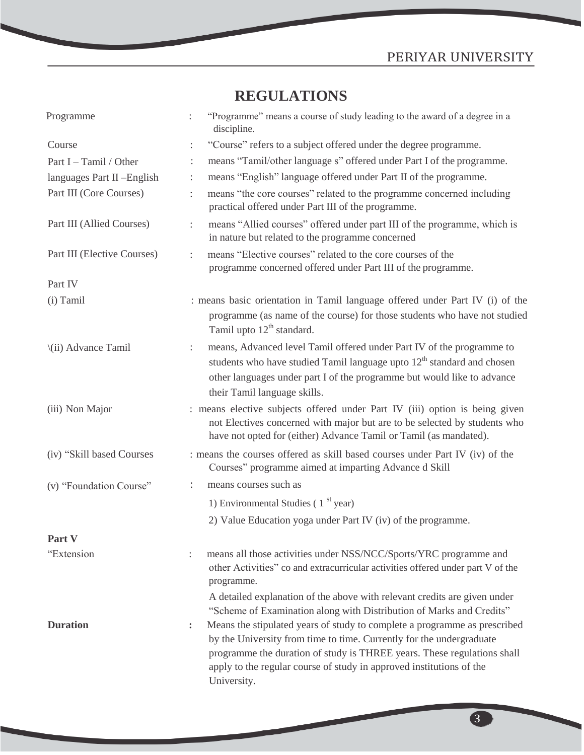## REGULATIONS

| | | |
|---|---|---|
| Programme | : | "Programme" means a course of study leading to the award of a degree in a discipline. |
| Course | : | "Course" refers to a subject offered under the degree programme. |
| Part I – Tamil / Other | : | means "Tamil/other language s" offered under Part I of the programme. |
| languages Part II –English | : | means "English" language offered under Part II of the programme. |
| Part III (Core Courses) | : | means "the core courses" related to the programme concerned including practical offered under Part III of the programme. |
| Part III (Allied Courses) | : | means "Allied courses" offered under part III of the programme, which is in nature but related to the programme concerned |
| Part III (Elective Courses) | : | means "Elective courses" related to the core courses of the programme concerned offered under Part III of the programme. |
| Part IV | | |
| (i) Tamil | : | means basic orientation in Tamil language offered under Part IV (i) of the programme (as name of the course) for those students who have not studied Tamil upto 12th standard. |
| \(ii) Advance Tamil | : | means, Advanced level Tamil offered under Part IV of the programme to students who have studied Tamil language upto 12th standard and chosen other languages under part I of the programme but would like to advance their Tamil language skills. |
| (iii) Non Major | : | means elective subjects offered under Part IV (iii) option is being given not Electives concerned with major but are to be selected by students who have not opted for (either) Advance Tamil or Tamil (as mandated). |
| (iv) "Skill based Courses | : | means the courses offered as skill based courses under Part IV (iv) of the Courses" programme aimed at imparting Advance d Skill |
| (v) "Foundation Course" | : | means courses such as<br>1) Environmental Studies ( 1 st year)<br>2) Value Education yoga under Part IV (iv) of the programme. |
| **Part V** | | |
| "Extension | : | means all those activities under NSS/NCC/Sports/YRC programme and other Activities" co and extracurricular activities offered under part V of the programme.<br>A detailed explanation of the above with relevant credits are given under "Scheme of Examination along with Distribution of Marks and Credits" |
| **Duration** | **:** | Means the stipulated years of study to complete a programme as prescribed by the University from time to time. Currently for the undergraduate programme the duration of study is THREE years. These regulations shall apply to the regular course of study in approved institutions of the University. |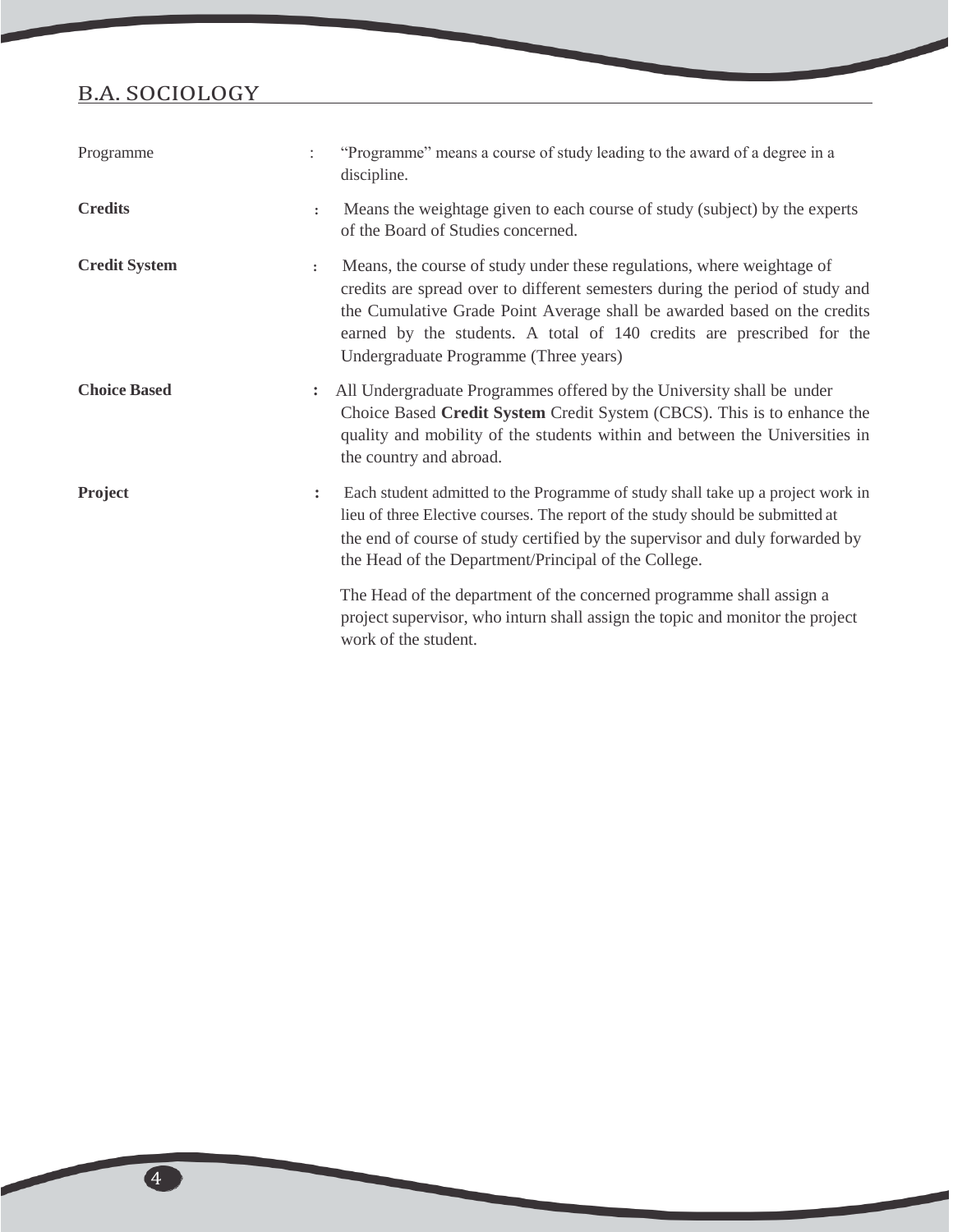## B.A. SOCIOLOGY

| | | |
|---|---|---|
| Programme | : | "Programme" means a course of study leading to the award of a degree in a discipline. |
| **Credits** | : | Means the weightage given to each course of study (subject) by the experts of the Board of Studies concerned. |
| **Credit System** | : | Means, the course of study under these regulations, where weightage of credits are spread over to different semesters during the period of study and the Cumulative Grade Point Average shall be awarded based on the credits earned by the students. A total of 140 credits are prescribed for the Undergraduate Programme (Three years) |
| **Choice Based** | : | All Undergraduate Programmes offered by the University shall be under Choice Based **Credit System** Credit System (CBCS). This is to enhance the quality and mobility of the students within and between the Universities in the country and abroad. |
| **Project** | : | Each student admitted to the Programme of study shall take up a project work in lieu of three Elective courses. The report of the study should be submitted at the end of course of study certified by the supervisor and duly forwarded by the Head of the Department/Principal of the College.<br><br>The Head of the department of the concerned programme shall assign a project supervisor, who inturn shall assign the topic and monitor the project work of the student. |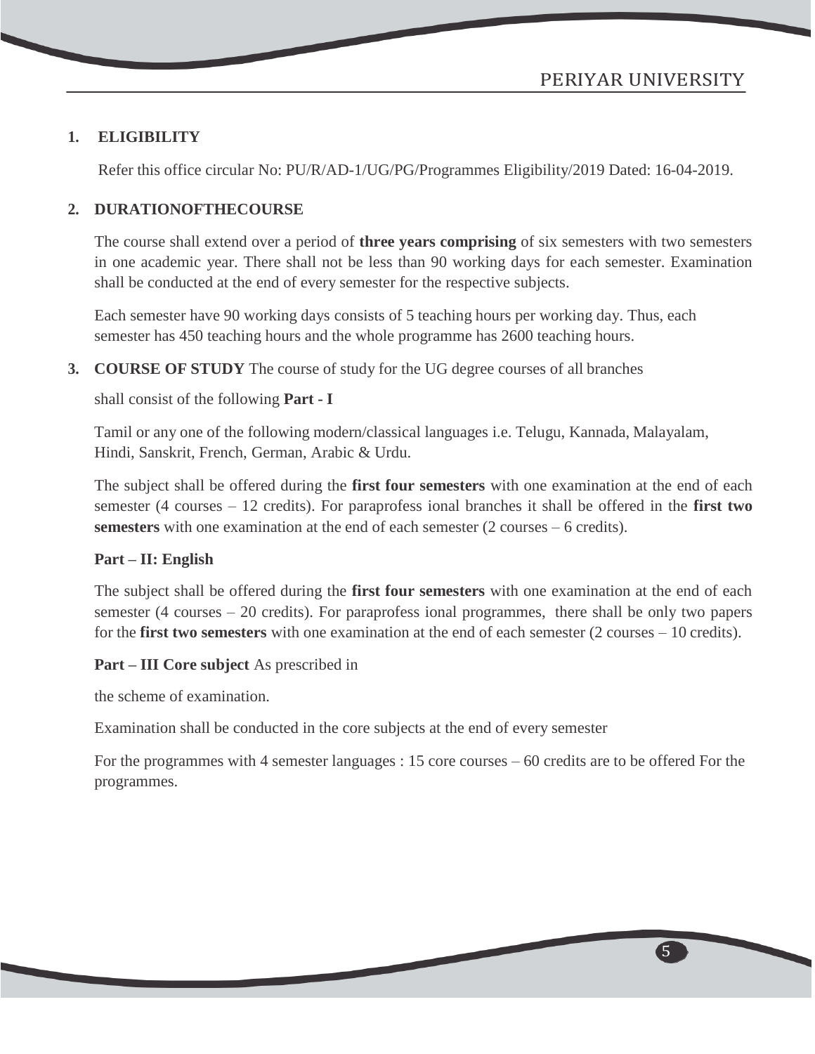## 1. ELIGIBILITY

Refer this office circular No: PU/R/AD-1/UG/PG/Programmes Eligibility/2019 Dated: 16-04-2019.

## 2. DURATIONOFTHECOURSE

The course shall extend over a period of **three years comprising** of six semesters with two semesters in one academic year. There shall not be less than 90 working days for each semester. Examination shall be conducted at the end of every semester for the respective subjects.

Each semester have 90 working days consists of 5 teaching hours per working day. Thus, each semester has 450 teaching hours and the whole programme has 2600 teaching hours.

## 3. COURSE OF STUDY The course of study for the UG degree courses of all branches

shall consist of the following **Part - I**

Tamil or any one of the following modern/classical languages i.e. Telugu, Kannada, Malayalam, Hindi, Sanskrit, French, German, Arabic & Urdu.

The subject shall be offered during the **first four semesters** with one examination at the end of each semester (4 courses – 12 credits). For paraprofess ional branches it shall be offered in the **first two semesters** with one examination at the end of each semester (2 courses – 6 credits).

**Part – II: English**

The subject shall be offered during the **first four semesters** with one examination at the end of each semester (4 courses – 20 credits). For paraprofess ional programmes, there shall be only two papers for the **first two semesters** with one examination at the end of each semester (2 courses – 10 credits).

**Part – III Core subject** As prescribed in

the scheme of examination.

Examination shall be conducted in the core subjects at the end of every semester

For the programmes with 4 semester languages : 15 core courses – 60 credits are to be offered For the programmes.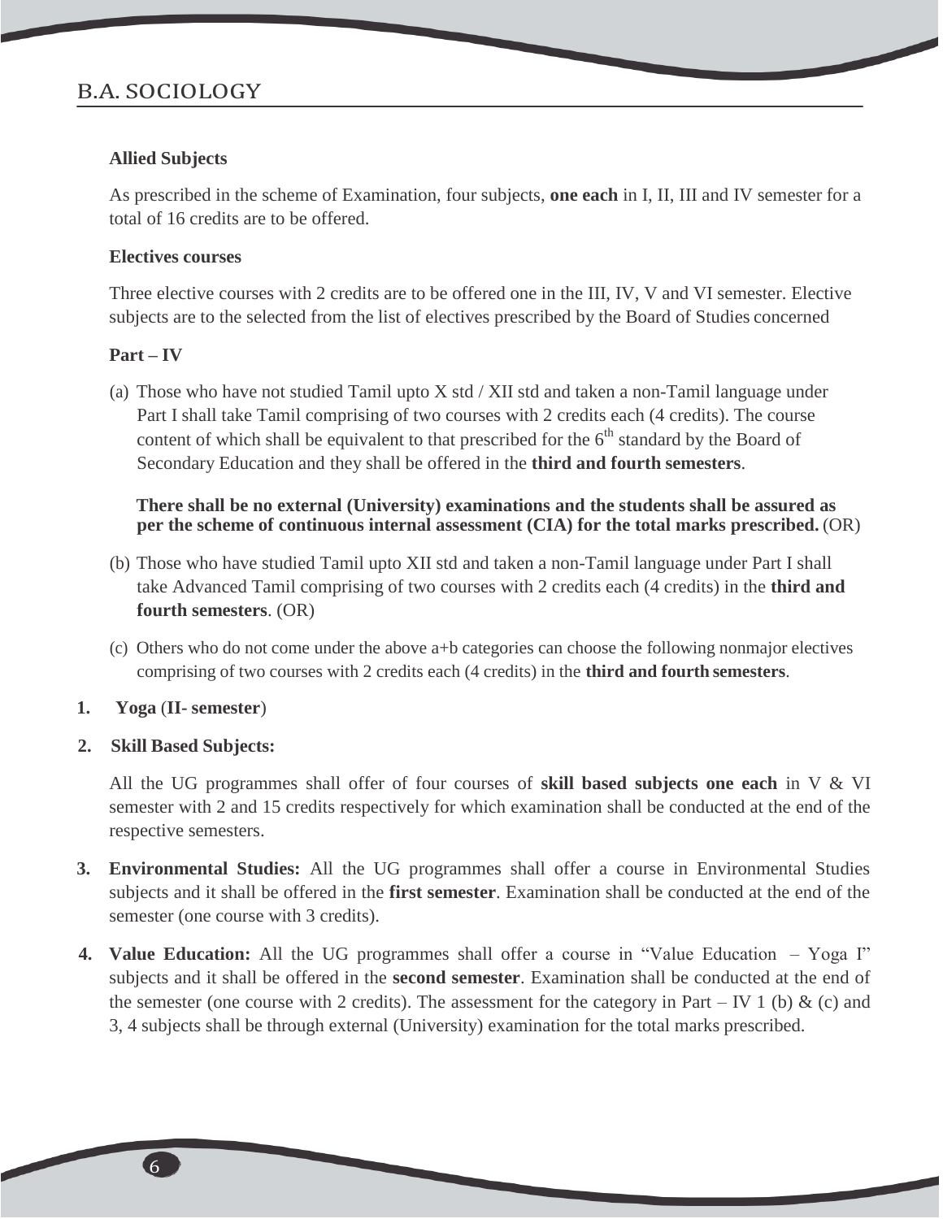**Allied Subjects**

As prescribed in the scheme of Examination, four subjects, **one each** in I, II, III and IV semester for a total of 16 credits are to be offered.

**Electives courses**

Three elective courses with 2 credits are to be offered one in the III, IV, V and VI semester. Elective subjects are to the selected from the list of electives prescribed by the Board of Studies concerned

**Part – IV**

(a) Those who have not studied Tamil upto X std / XII std and taken a non-Tamil language under Part I shall take Tamil comprising of two courses with 2 credits each (4 credits). The course content of which shall be equivalent to that prescribed for the 6th standard by the Board of Secondary Education and they shall be offered in the **third and fourth semesters**.

**There shall be no external (University) examinations and the students shall be assured as per the scheme of continuous internal assessment (CIA) for the total marks prescribed.** (OR)

(b) Those who have studied Tamil upto XII std and taken a non-Tamil language under Part I shall take Advanced Tamil comprising of two courses with 2 credits each (4 credits) in the **third and fourth semesters**. (OR)

(c) Others who do not come under the above a+b categories can choose the following nonmajor electives comprising of two courses with 2 credits each (4 credits) in the **third and fourth semesters**.

1. **Yoga** (**II- semester**)

2. **Skill Based Subjects:**

   All the UG programmes shall offer of four courses of **skill based subjects one each** in V & VI semester with 2 and 15 credits respectively for which examination shall be conducted at the end of the respective semesters.

3. **Environmental Studies:** All the UG programmes shall offer a course in Environmental Studies subjects and it shall be offered in the **first semester**. Examination shall be conducted at the end of the semester (one course with 3 credits).

4. **Value Education:** All the UG programmes shall offer a course in "Value Education – Yoga I" subjects and it shall be offered in the **second semester**. Examination shall be conducted at the end of the semester (one course with 2 credits). The assessment for the category in Part – IV 1 (b) & (c) and 3, 4 subjects shall be through external (University) examination for the total marks prescribed.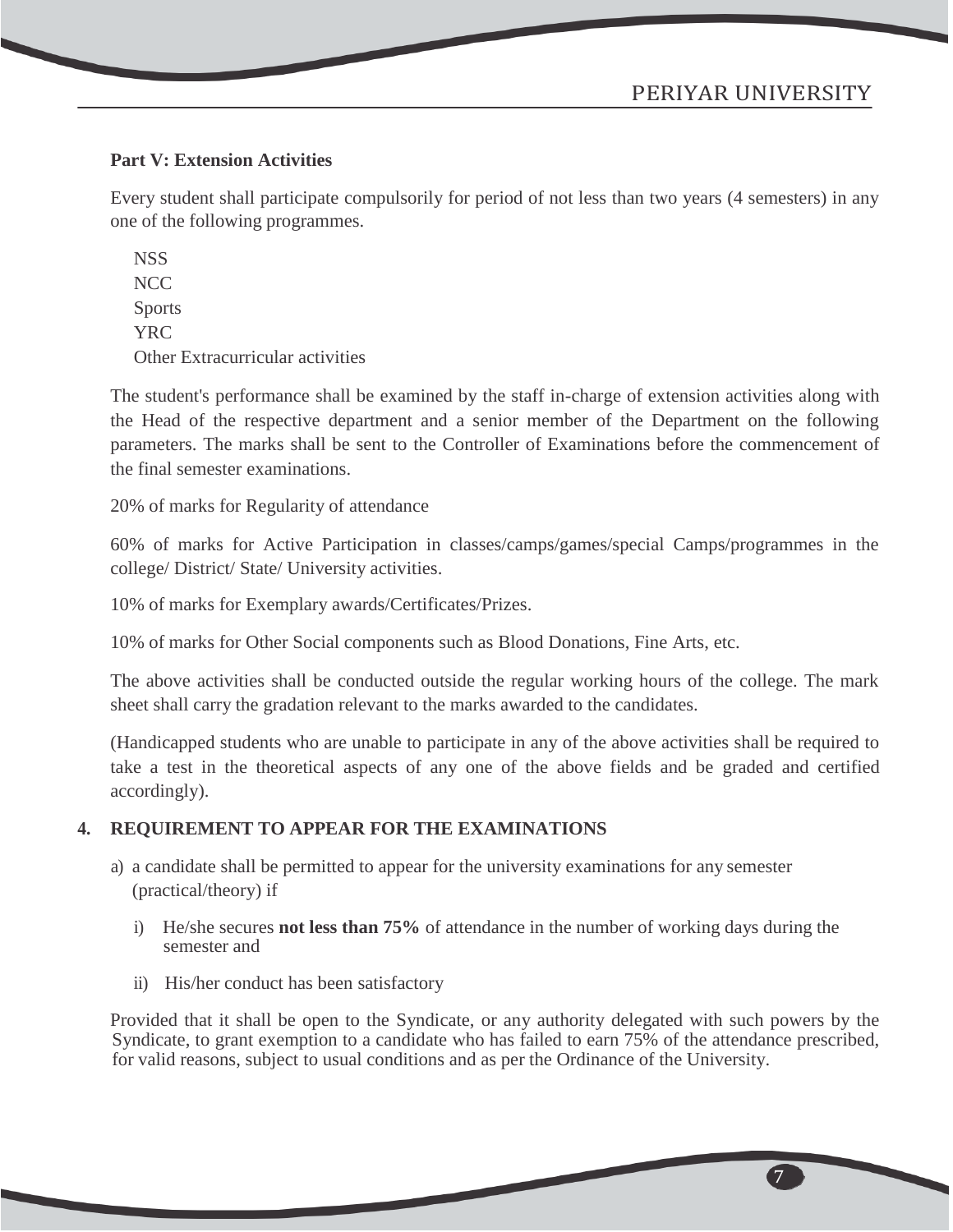**Part V: Extension Activities**

Every student shall participate compulsorily for period of not less than two years (4 semesters) in any one of the following programmes.

NSS
NCC
Sports
YRC
Other Extracurricular activities

The student's performance shall be examined by the staff in-charge of extension activities along with the Head of the respective department and a senior member of the Department on the following parameters. The marks shall be sent to the Controller of Examinations before the commencement of the final semester examinations.

20% of marks for Regularity of attendance

60% of marks for Active Participation in classes/camps/games/special Camps/programmes in the college/ District/ State/ University activities.

10% of marks for Exemplary awards/Certificates/Prizes.

10% of marks for Other Social components such as Blood Donations, Fine Arts, etc.

The above activities shall be conducted outside the regular working hours of the college. The mark sheet shall carry the gradation relevant to the marks awarded to the candidates.

(Handicapped students who are unable to participate in any of the above activities shall be required to take a test in the theoretical aspects of any one of the above fields and be graded and certified accordingly).

## 4. REQUIREMENT TO APPEAR FOR THE EXAMINATIONS

a) a candidate shall be permitted to appear for the university examinations for any semester (practical/theory) if

   i) He/she secures **not less than 75%** of attendance in the number of working days during the semester and

   ii) His/her conduct has been satisfactory

Provided that it shall be open to the Syndicate, or any authority delegated with such powers by the Syndicate, to grant exemption to a candidate who has failed to earn 75% of the attendance prescribed, for valid reasons, subject to usual conditions and as per the Ordinance of the University.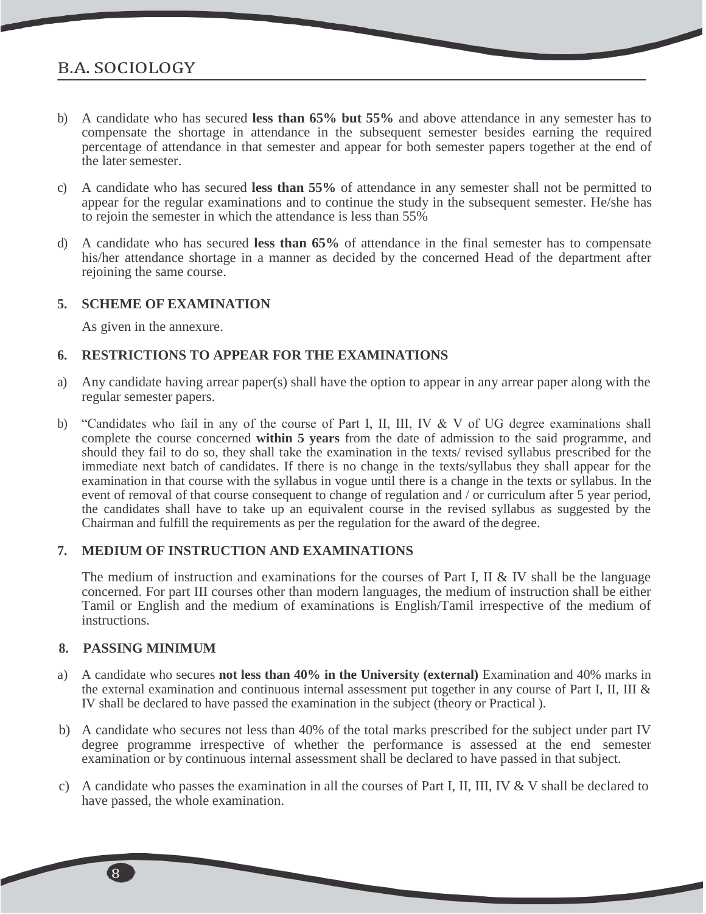b) A candidate who has secured **less than 65% but 55%** and above attendance in any semester has to compensate the shortage in attendance in the subsequent semester besides earning the required percentage of attendance in that semester and appear for both semester papers together at the end of the later semester.

c) A candidate who has secured **less than 55%** of attendance in any semester shall not be permitted to appear for the regular examinations and to continue the study in the subsequent semester. He/she has to rejoin the semester in which the attendance is less than 55%

d) A candidate who has secured **less than 65%** of attendance in the final semester has to compensate his/her attendance shortage in a manner as decided by the concerned Head of the department after rejoining the same course.

**5. SCHEME OF EXAMINATION**

As given in the annexure.

**6. RESTRICTIONS TO APPEAR FOR THE EXAMINATIONS**

a) Any candidate having arrear paper(s) shall have the option to appear in any arrear paper along with the regular semester papers.

b) "Candidates who fail in any of the course of Part I, II, III, IV & V of UG degree examinations shall complete the course concerned **within 5 years** from the date of admission to the said programme, and should they fail to do so, they shall take the examination in the texts/ revised syllabus prescribed for the immediate next batch of candidates. If there is no change in the texts/syllabus they shall appear for the examination in that course with the syllabus in vogue until there is a change in the texts or syllabus. In the event of removal of that course consequent to change of regulation and / or curriculum after 5 year period, the candidates shall have to take up an equivalent course in the revised syllabus as suggested by the Chairman and fulfill the requirements as per the regulation for the award of the degree.

**7. MEDIUM OF INSTRUCTION AND EXAMINATIONS**

The medium of instruction and examinations for the courses of Part I, II & IV shall be the language concerned. For part III courses other than modern languages, the medium of instruction shall be either Tamil or English and the medium of examinations is English/Tamil irrespective of the medium of instructions.

**8. PASSING MINIMUM**

a) A candidate who secures **not less than 40% in the University (external)** Examination and 40% marks in the external examination and continuous internal assessment put together in any course of Part I, II, III & IV shall be declared to have passed the examination in the subject (theory or Practical ).

b) A candidate who secures not less than 40% of the total marks prescribed for the subject under part IV degree programme irrespective of whether the performance is assessed at the end semester examination or by continuous internal assessment shall be declared to have passed in that subject.

c) A candidate who passes the examination in all the courses of Part I, II, III, IV & V shall be declared to have passed, the whole examination.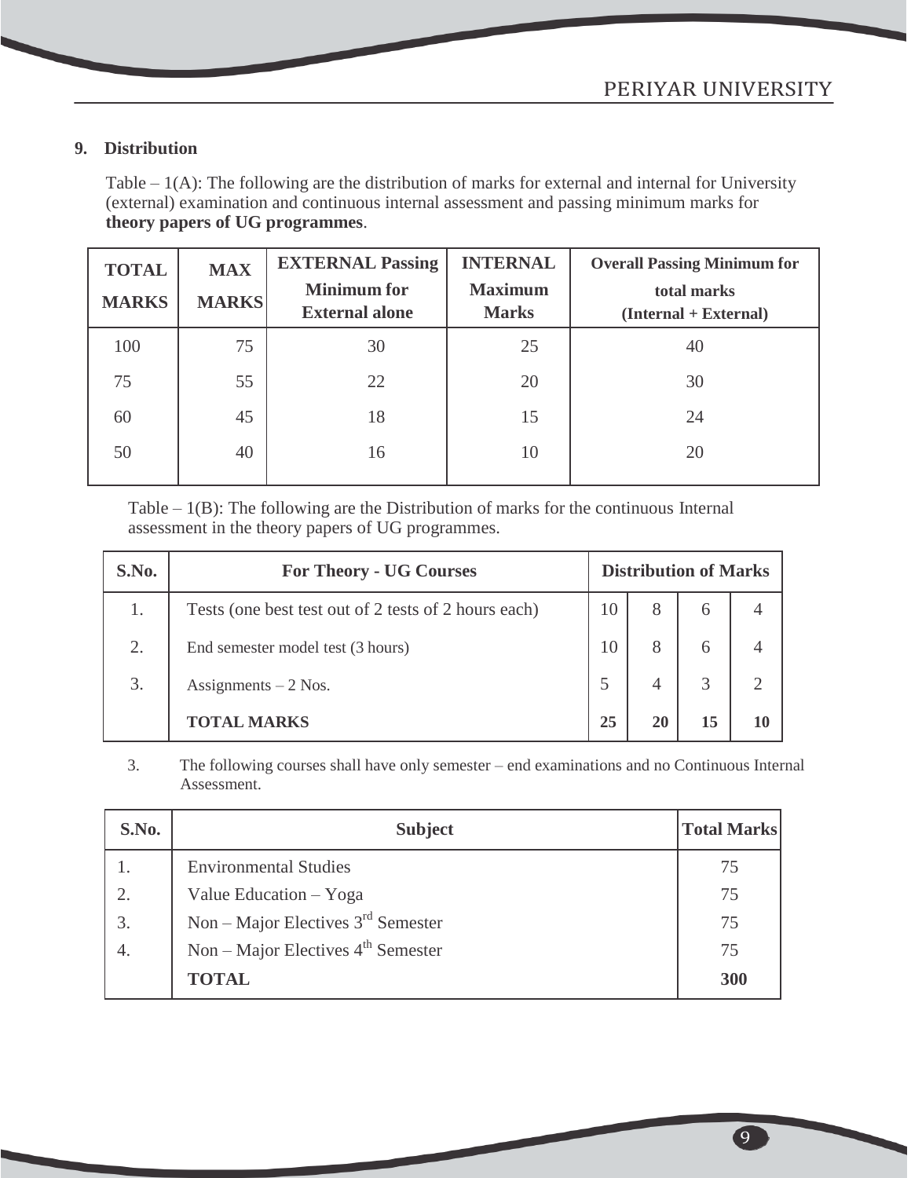## 9. Distribution

Table – 1(A): The following are the distribution of marks for external and internal for University (external) examination and continuous internal assessment and passing minimum marks for **theory papers of UG programmes**.

| TOTAL MARKS | MAX MARKS | EXTERNAL Passing Minimum for External alone | INTERNAL Maximum Marks | Overall Passing Minimum for total marks (Internal + External) |
|---|---|---|---|---|
| 100 | 75 | 30 | 25 | 40 |
| 75 | 55 | 22 | 20 | 30 |
| 60 | 45 | 18 | 15 | 24 |
| 50 | 40 | 16 | 10 | 20 |

Table – 1(B): The following are the Distribution of marks for the continuous Internal assessment in the theory papers of UG programmes.

| S.No. | For Theory - UG Courses | Distribution of Marks | | | |
|---|---|---|---|---|---|
| 1. | Tests (one best test out of 2 tests of 2 hours each) | 10 | 8 | 6 | 4 |
| 2. | End semester model test (3 hours) | 10 | 8 | 6 | 4 |
| 3. | Assignments – 2 Nos. | 5 | 4 | 3 | 2 |
| | **TOTAL MARKS** | **25** | **20** | **15** | **10** |

3. The following courses shall have only semester – end examinations and no Continuous Internal Assessment.

| S.No. | Subject | Total Marks |
|---|---|---|
| 1. | Environmental Studies | 75 |
| 2. | Value Education – Yoga | 75 |
| 3. | Non – Major Electives 3rd Semester | 75 |
| 4. | Non – Major Electives 4th Semester | 75 |
| | **TOTAL** | **300** |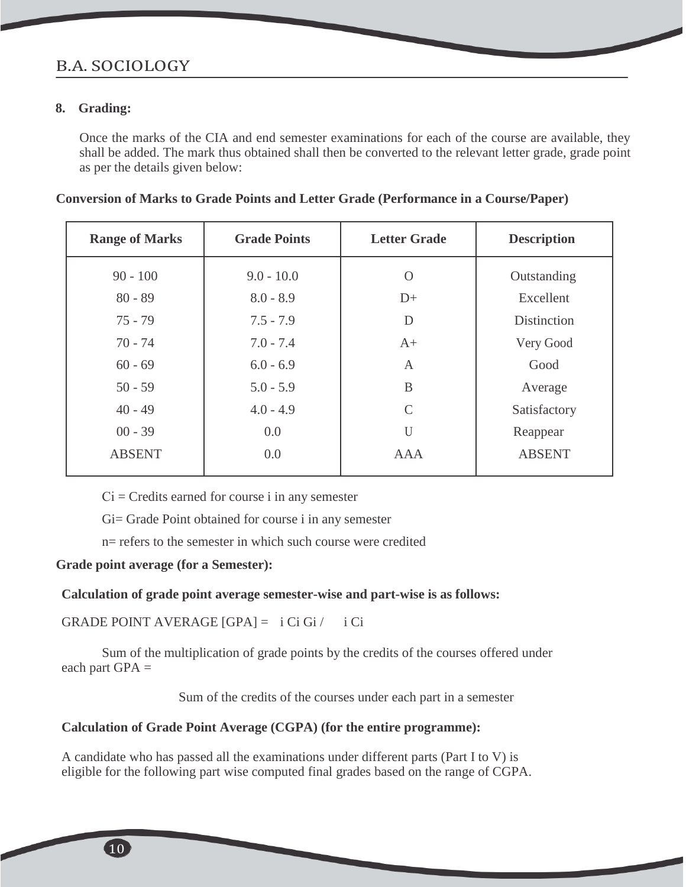**8. Grading:**

Once the marks of the CIA and end semester examinations for each of the course are available, they shall be added. The mark thus obtained shall then be converted to the relevant letter grade, grade point as per the details given below:

**Conversion of Marks to Grade Points and Letter Grade (Performance in a Course/Paper)**

| Range of Marks | Grade Points | Letter Grade | Description |
|---|---|---|---|
| 90 - 100 | 9.0 - 10.0 | O | Outstanding |
| 80 - 89 | 8.0 - 8.9 | D+ | Excellent |
| 75 - 79 | 7.5 - 7.9 | D | Distinction |
| 70 - 74 | 7.0 - 7.4 | A+ | Very Good |
| 60 - 69 | 6.0 - 6.9 | A | Good |
| 50 - 59 | 5.0 - 5.9 | B | Average |
| 40 - 49 | 4.0 - 4.9 | C | Satisfactory |
| 00 - 39 | 0.0 | U | Reappear |
| ABSENT | 0.0 | AAA | ABSENT |

$C_i$ = Credits earned for course i in any semester

$G_i$ = Grade Point obtained for course i in any semester

n= refers to the semester in which such course were credited

**Grade point average (for a Semester):**

**Calculation of grade point average semester-wise and part-wise is as follows:**

GRADE POINT AVERAGE [GPA] = $\sum_i C_i G_i / \sum_i C_i$

$$\text{GPA} = \frac{\text{Sum of the multiplication of grade points by the credits of the courses offered under each part}}{\text{Sum of the credits of the courses under each part in a semester}}$$

**Calculation of Grade Point Average (CGPA) (for the entire programme):**

A candidate who has passed all the examinations under different parts (Part I to V) is eligible for the following part wise computed final grades based on the range of CGPA.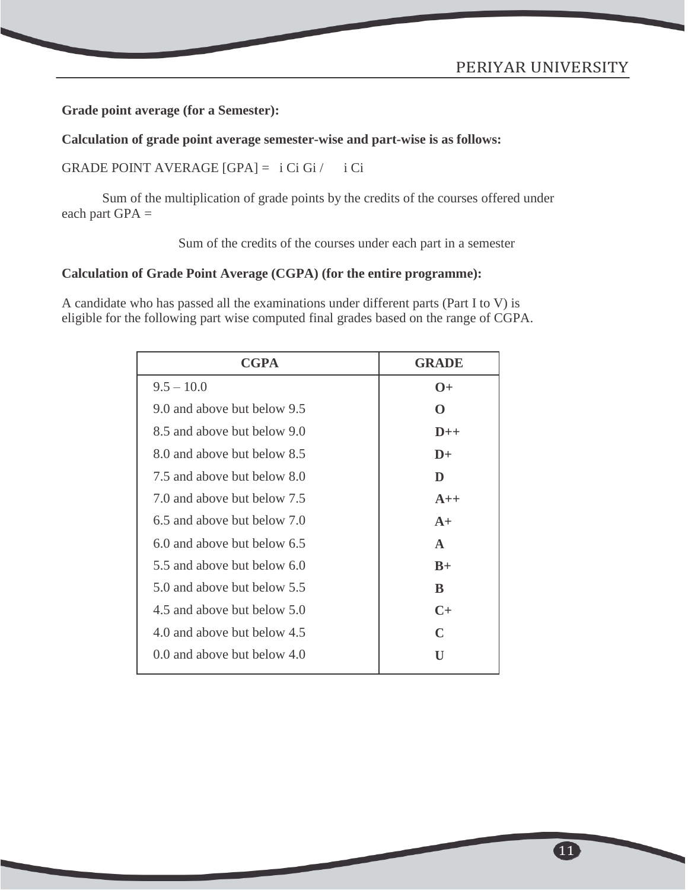**Grade point average (for a Semester):**

**Calculation of grade point average semester-wise and part-wise is as follows:**

GRADE POINT AVERAGE [GPA] = $\sum_i C_i G_i / \sum_i C_i$

Sum of the multiplication of grade points by the credits of the courses offered under each part GPA =

Sum of the credits of the courses under each part in a semester

**Calculation of Grade Point Average (CGPA) (for the entire programme):**

A candidate who has passed all the examinations under different parts (Part I to V) is eligible for the following part wise computed final grades based on the range of CGPA.

| CGPA | GRADE |
|---|---|
| 9.5 – 10.0 | **O+** |
| 9.0 and above but below 9.5 | **O** |
| 8.5 and above but below 9.0 | **D++** |
| 8.0 and above but below 8.5 | **D+** |
| 7.5 and above but below 8.0 | **D** |
| 7.0 and above but below 7.5 | **A++** |
| 6.5 and above but below 7.0 | **A+** |
| 6.0 and above but below 6.5 | **A** |
| 5.5 and above but below 6.0 | **B+** |
| 5.0 and above but below 5.5 | **B** |
| 4.5 and above but below 5.0 | **C+** |
| 4.0 and above but below 4.5 | **C** |
| 0.0 and above but below 4.0 | **U** |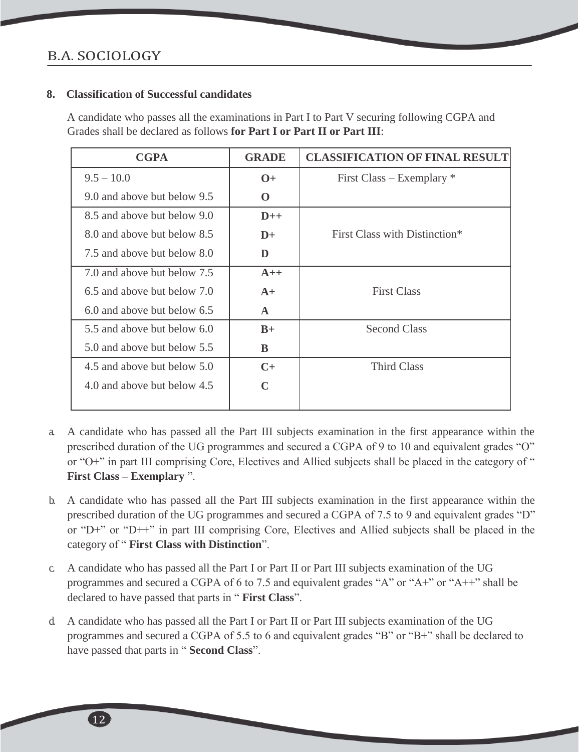## 8. Classification of Successful candidates

A candidate who passes all the examinations in Part I to Part V securing following CGPA and Grades shall be declared as follows **for Part I or Part II or Part III**:

| CGPA | GRADE | CLASSIFICATION OF FINAL RESULT |
|---|---|---|
| 9.5 – 10.0 | **O+** | First Class – Exemplary * |
| 9.0 and above but below 9.5 | **O** | |
| 8.5 and above but below 9.0 | **D++** | First Class with Distinction* |
| 8.0 and above but below 8.5 | **D+** | |
| 7.5 and above but below 8.0 | **D** | |
| 7.0 and above but below 7.5 | **A++** | First Class |
| 6.5 and above but below 7.0 | **A+** | |
| 6.0 and above but below 6.5 | **A** | |
| 5.5 and above but below 6.0 | **B+** | Second Class |
| 5.0 and above but below 5.5 | **B** | |
| 4.5 and above but below 5.0 | **C+** | Third Class |
| 4.0 and above but below 4.5 | **C** | |

a. A candidate who has passed all the Part III subjects examination in the first appearance within the prescribed duration of the UG programmes and secured a CGPA of 9 to 10 and equivalent grades "O" or "O+" in part III comprising Core, Electives and Allied subjects shall be placed in the category of " **First Class – Exemplary** ".

b. A candidate who has passed all the Part III subjects examination in the first appearance within the prescribed duration of the UG programmes and secured a CGPA of 7.5 to 9 and equivalent grades "D" or "D+" or "D++" in part III comprising Core, Electives and Allied subjects shall be placed in the category of " **First Class with Distinction**".

c. A candidate who has passed all the Part I or Part II or Part III subjects examination of the UG programmes and secured a CGPA of 6 to 7.5 and equivalent grades "A" or "A+" or "A++" shall be declared to have passed that parts in " **First Class**".

d. A candidate who has passed all the Part I or Part II or Part III subjects examination of the UG programmes and secured a CGPA of 5.5 to 6 and equivalent grades "B" or "B+" shall be declared to have passed that parts in " **Second Class**".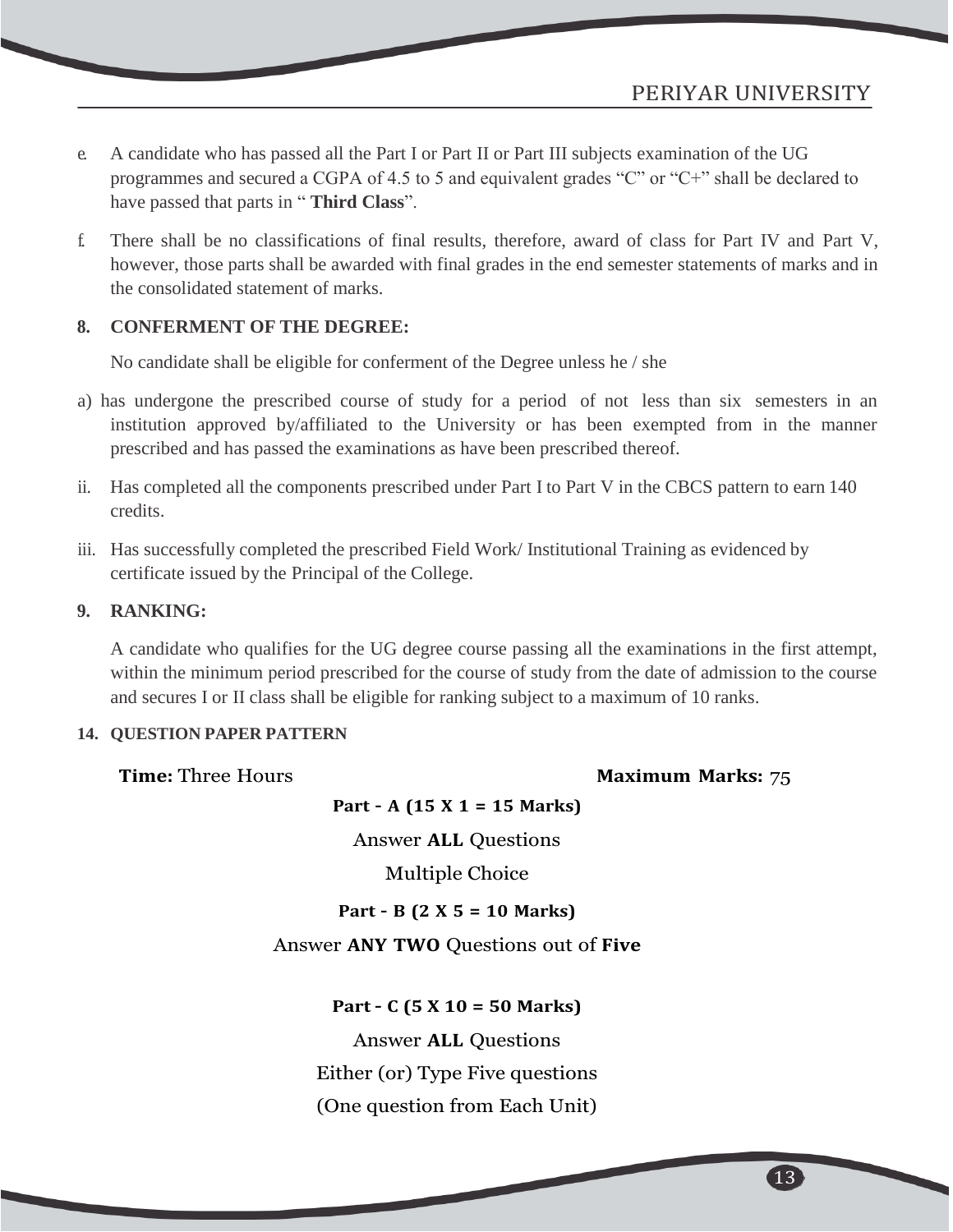e. A candidate who has passed all the Part I or Part II or Part III subjects examination of the UG programmes and secured a CGPA of 4.5 to 5 and equivalent grades "C" or "C+" shall be declared to have passed that parts in " **Third Class**".

f. There shall be no classifications of final results, therefore, award of class for Part IV and Part V, however, those parts shall be awarded with final grades in the end semester statements of marks and in the consolidated statement of marks.

**8. CONFERMENT OF THE DEGREE:**

No candidate shall be eligible for conferment of the Degree unless he / she

a) has undergone the prescribed course of study for a period of not less than six semesters in an institution approved by/affiliated to the University or has been exempted from in the manner prescribed and has passed the examinations as have been prescribed thereof.

ii. Has completed all the components prescribed under Part I to Part V in the CBCS pattern to earn 140 credits.

iii. Has successfully completed the prescribed Field Work/ Institutional Training as evidenced by certificate issued by the Principal of the College.

**9. RANKING:**

A candidate who qualifies for the UG degree course passing all the examinations in the first attempt, within the minimum period prescribed for the course of study from the date of admission to the course and secures I or II class shall be eligible for ranking subject to a maximum of 10 ranks.

**14. QUESTION PAPER PATTERN**

**Time:** Three Hours **Maximum Marks:** 75

**Part - A (15 X 1 = 15 Marks)**

Answer **ALL** Questions

Multiple Choice

**Part - B (2 X 5 = 10 Marks)**

Answer **ANY TWO** Questions out of **Five**

**Part - C (5 X 10 = 50 Marks)**

Answer **ALL** Questions

Either (or) Type Five questions

(One question from Each Unit)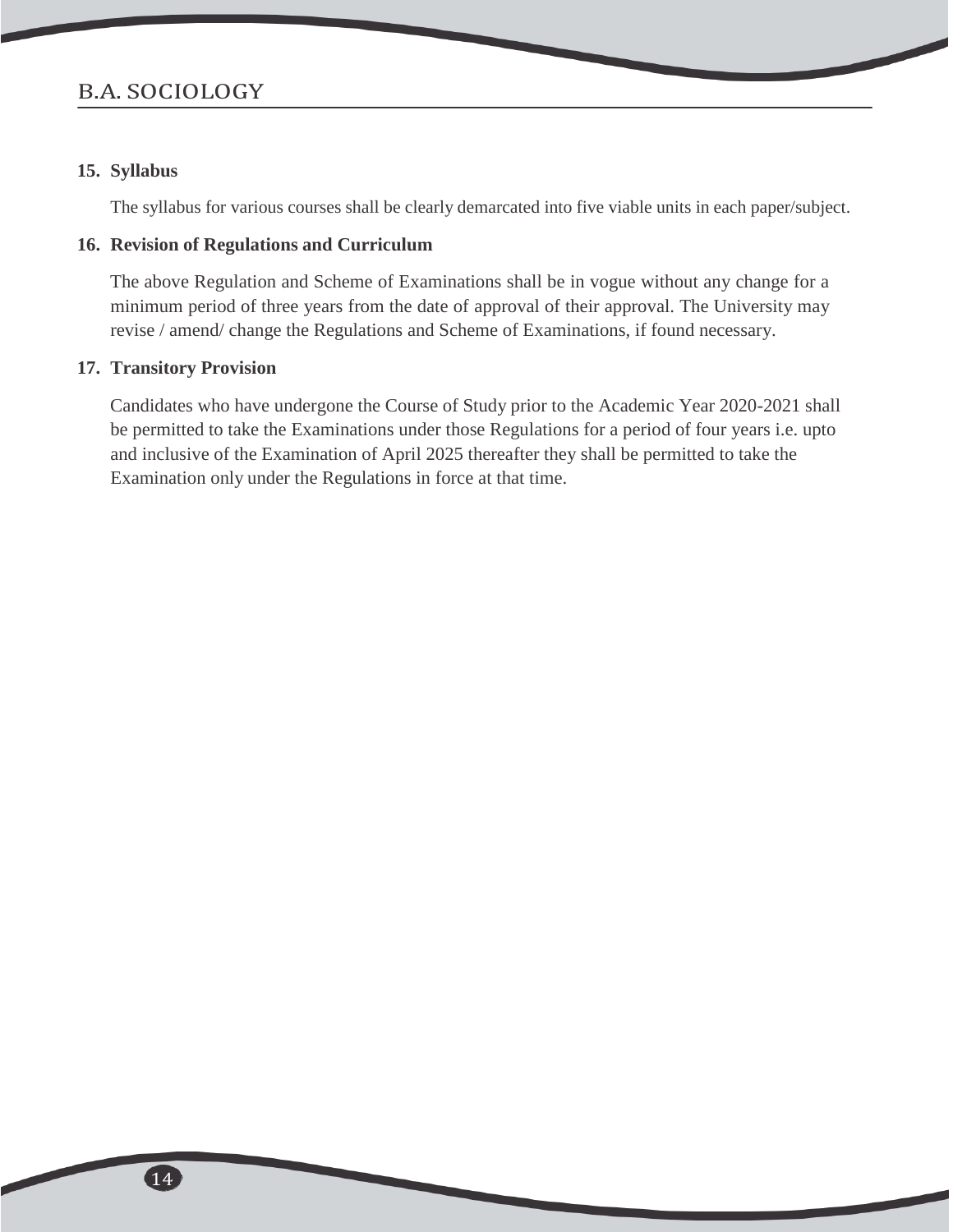**15. Syllabus**

The syllabus for various courses shall be clearly demarcated into five viable units in each paper/subject.

**16. Revision of Regulations and Curriculum**

The above Regulation and Scheme of Examinations shall be in vogue without any change for a minimum period of three years from the date of approval of their approval. The University may revise / amend/ change the Regulations and Scheme of Examinations, if found necessary.

**17. Transitory Provision**

Candidates who have undergone the Course of Study prior to the Academic Year 2020-2021 shall be permitted to take the Examinations under those Regulations for a period of four years i.e. upto and inclusive of the Examination of April 2025 thereafter they shall be permitted to take the Examination only under the Regulations in force at that time.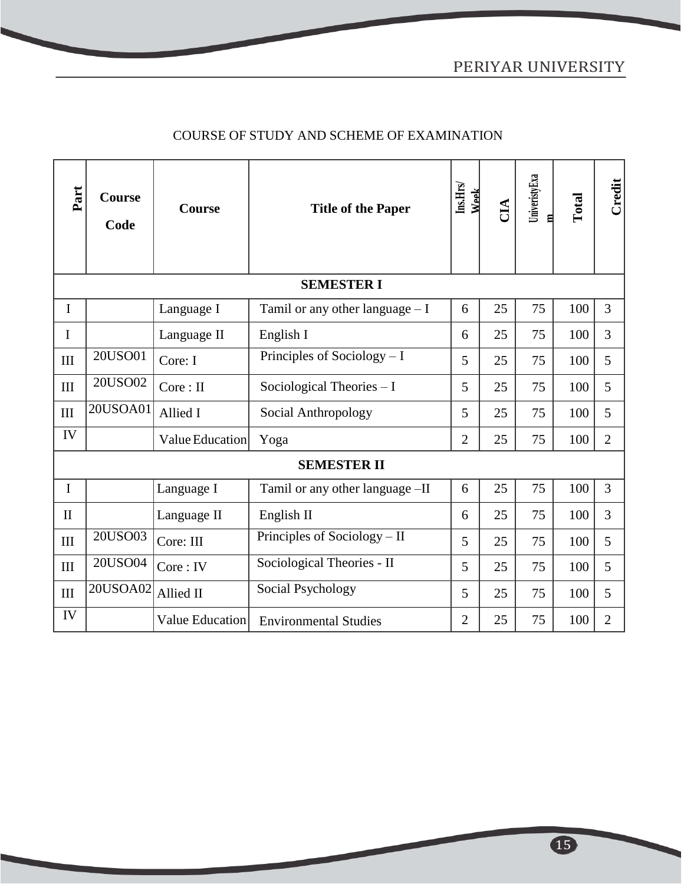COURSE OF STUDY AND SCHEME OF EXAMINATION

| Part | Course Code | Course | Title of the Paper | Ins.Hrs/ Week | CIA | UniveristyExam | Total | Credit |
|---|---|---|---|---|---|---|---|---|
| **SEMESTER I** | | | | | | | | |
| I | | Language I | Tamil or any other language – I | 6 | 25 | 75 | 100 | 3 |
| I | | Language II | English I | 6 | 25 | 75 | 100 | 3 |
| III | 20USO01 | Core: I | Principles of Sociology – I | 5 | 25 | 75 | 100 | 5 |
| III | 20USO02 | Core : II | Sociological Theories – I | 5 | 25 | 75 | 100 | 5 |
| III | 20USOA01 | Allied I | Social Anthropology | 5 | 25 | 75 | 100 | 5 |
| IV | | Value Education | Yoga | 2 | 25 | 75 | 100 | 2 |
| **SEMESTER II** | | | | | | | | |
| I | | Language I | Tamil or any other language –II | 6 | 25 | 75 | 100 | 3 |
| II | | Language II | English II | 6 | 25 | 75 | 100 | 3 |
| III | 20USO03 | Core: III | Principles of Sociology – II | 5 | 25 | 75 | 100 | 5 |
| III | 20USO04 | Core : IV | Sociological Theories - II | 5 | 25 | 75 | 100 | 5 |
| III | 20USOA02 | Allied II | Social Psychology | 5 | 25 | 75 | 100 | 5 |
| IV | | Value Education | Environmental Studies | 2 | 25 | 75 | 100 | 2 |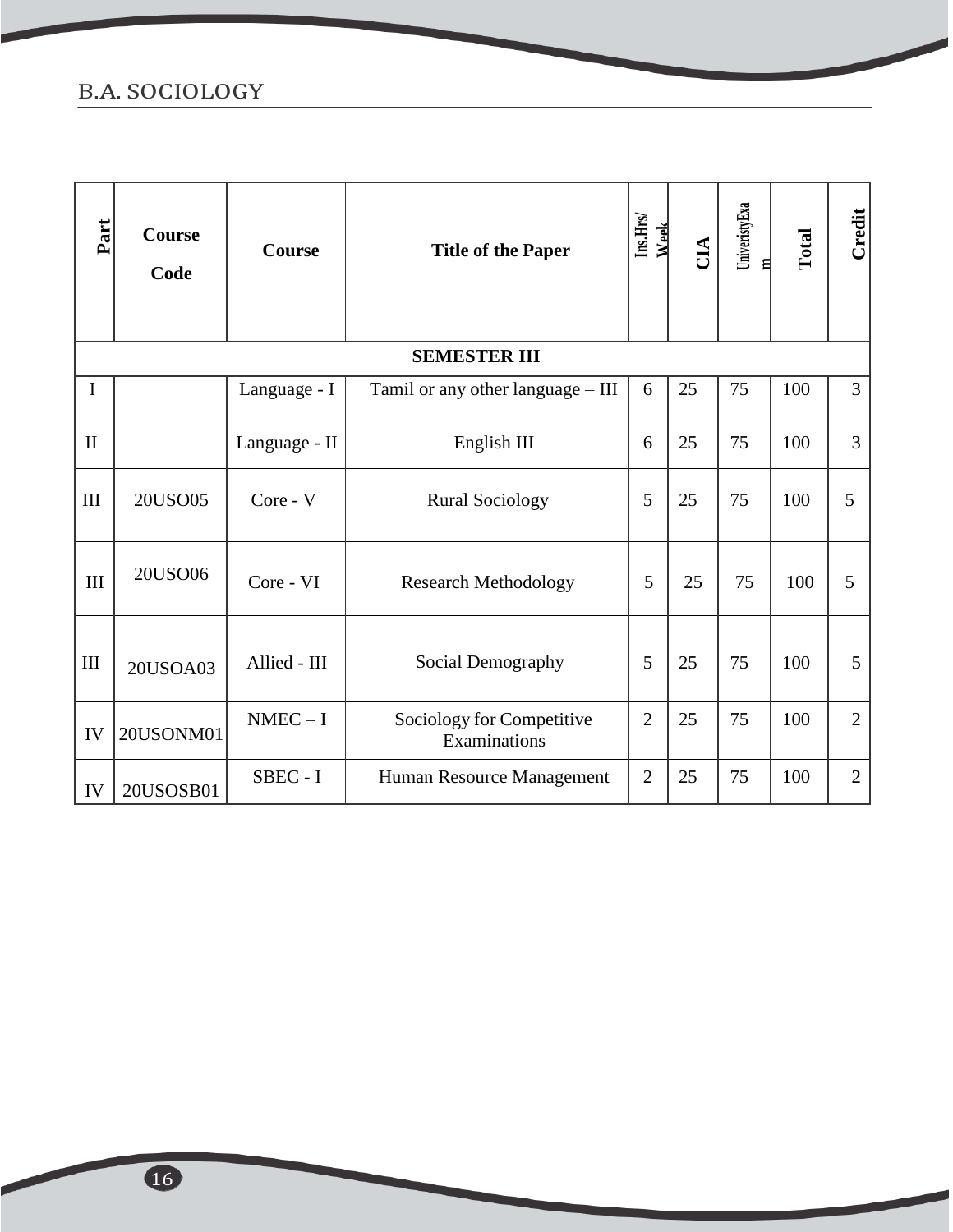| Part | Course Code | Course | Title of the Paper | Ins.Hrs/ Week | CIA | UniveristyExam | Total | Credit |
|---|---|---|---|---|---|---|---|---|
| **SEMESTER III** | | | | | | | | |
| I | | Language - I | Tamil or any other language – III | 6 | 25 | 75 | 100 | 3 |
| II | | Language - II | English III | 6 | 25 | 75 | 100 | 3 |
| III | 20USO05 | Core - V | Rural Sociology | 5 | 25 | 75 | 100 | 5 |
| III | 20USO06 | Core - VI | Research Methodology | 5 | 25 | 75 | 100 | 5 |
| III | 20USOA03 | Allied - III | Social Demography | 5 | 25 | 75 | 100 | 5 |
| IV | 20USONM01 | NMEC – I | Sociology for Competitive Examinations | 2 | 25 | 75 | 100 | 2 |
| IV | 20USOSB01 | SBEC - I | Human Resource Management | 2 | 25 | 75 | 100 | 2 |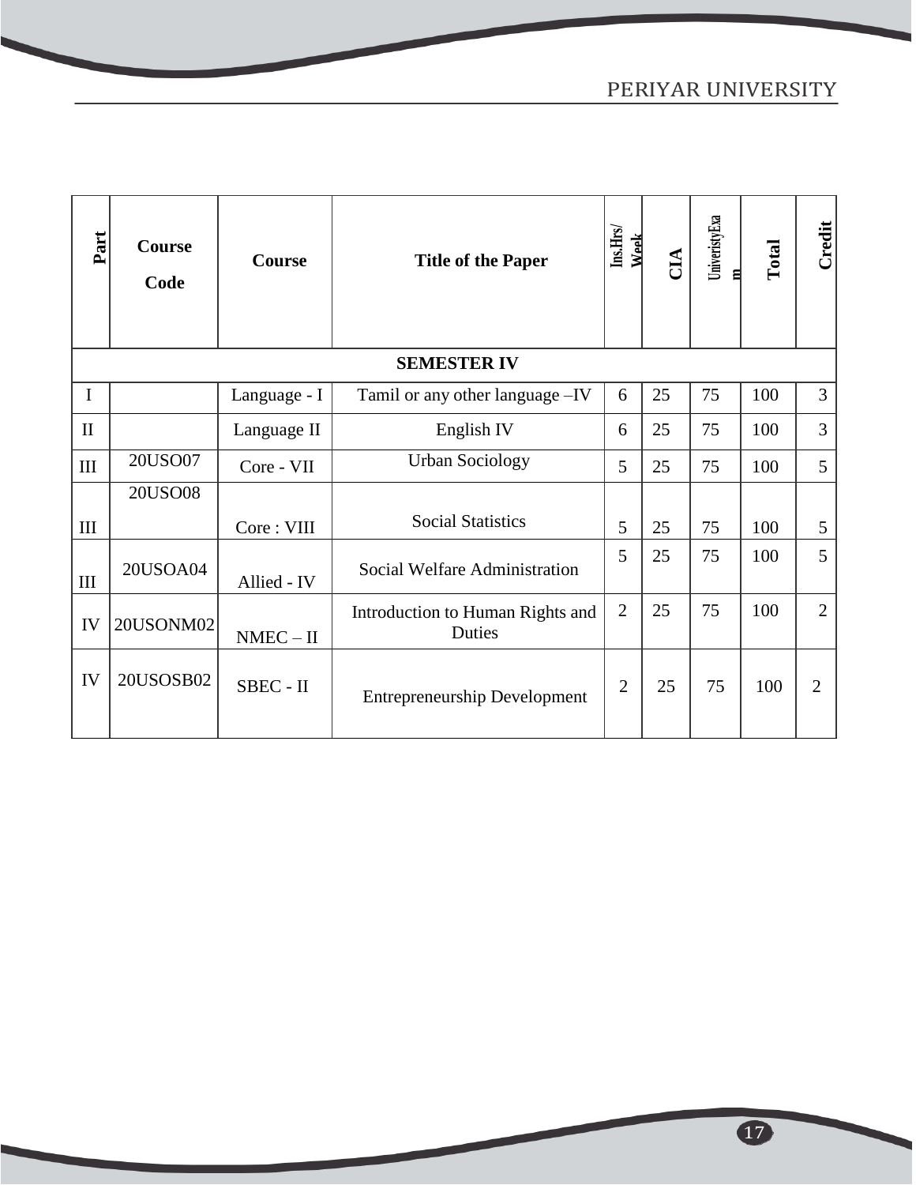| Part | Course Code | Course | Title of the Paper | Ins.Hrs/ Week | CIA | UniveristyExam | Total | Credit |
|---|---|---|---|---|---|---|---|---|
| **SEMESTER IV** | | | | | | | | |
| I | | Language - I | Tamil or any other language –IV | 6 | 25 | 75 | 100 | 3 |
| II | | Language II | English IV | 6 | 25 | 75 | 100 | 3 |
| III | 20USO07 | Core - VII | Urban Sociology | 5 | 25 | 75 | 100 | 5 |
| III | 20USO08 | Core : VIII | Social Statistics | 5 | 25 | 75 | 100 | 5 |
| III | 20USOA04 | Allied - IV | Social Welfare Administration | 5 | 25 | 75 | 100 | 5 |
| IV | 20USONM02 | NMEC – II | Introduction to Human Rights and Duties | 2 | 25 | 75 | 100 | 2 |
| IV | 20USOSB02 | SBEC - II | Entrepreneurship Development | 2 | 25 | 75 | 100 | 2 |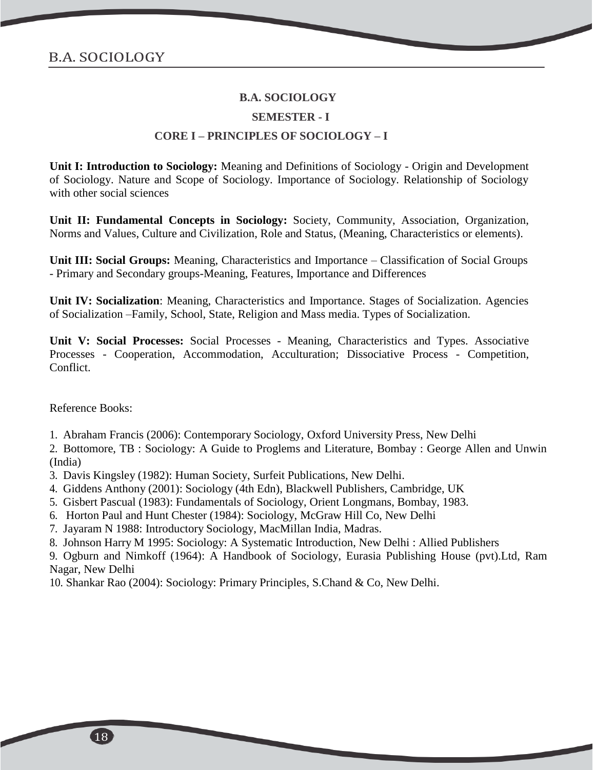# B.A. SOCIOLOGY

## SEMESTER - I

### CORE I – PRINCIPLES OF SOCIOLOGY – I

**Unit I: Introduction to Sociology:** Meaning and Definitions of Sociology - Origin and Development of Sociology. Nature and Scope of Sociology. Importance of Sociology. Relationship of Sociology with other social sciences

**Unit II: Fundamental Concepts in Sociology:** Society, Community, Association, Organization, Norms and Values, Culture and Civilization, Role and Status, (Meaning, Characteristics or elements).

**Unit III: Social Groups:** Meaning, Characteristics and Importance – Classification of Social Groups - Primary and Secondary groups-Meaning, Features, Importance and Differences

**Unit IV: Socialization**: Meaning, Characteristics and Importance. Stages of Socialization. Agencies of Socialization –Family, School, State, Religion and Mass media. Types of Socialization.

**Unit V: Social Processes:** Social Processes - Meaning, Characteristics and Types. Associative Processes - Cooperation, Accommodation, Acculturation; Dissociative Process - Competition, Conflict.

Reference Books:

1. Abraham Francis (2006): Contemporary Sociology, Oxford University Press, New Delhi
2. Bottomore, TB : Sociology: A Guide to Proglems and Literature, Bombay : George Allen and Unwin (India)
3. Davis Kingsley (1982): Human Society, Surfeit Publications, New Delhi.
4. Giddens Anthony (2001): Sociology (4th Edn), Blackwell Publishers, Cambridge, UK
5. Gisbert Pascual (1983): Fundamentals of Sociology, Orient Longmans, Bombay, 1983.
6. Horton Paul and Hunt Chester (1984): Sociology, McGraw Hill Co, New Delhi
7. Jayaram N 1988: Introductory Sociology, MacMillan India, Madras.
8. Johnson Harry M 1995: Sociology: A Systematic Introduction, New Delhi : Allied Publishers
9. Ogburn and Nimkoff (1964): A Handbook of Sociology, Eurasia Publishing House (pvt).Ltd, Ram Nagar, New Delhi
10. Shankar Rao (2004): Sociology: Primary Principles, S.Chand & Co, New Delhi.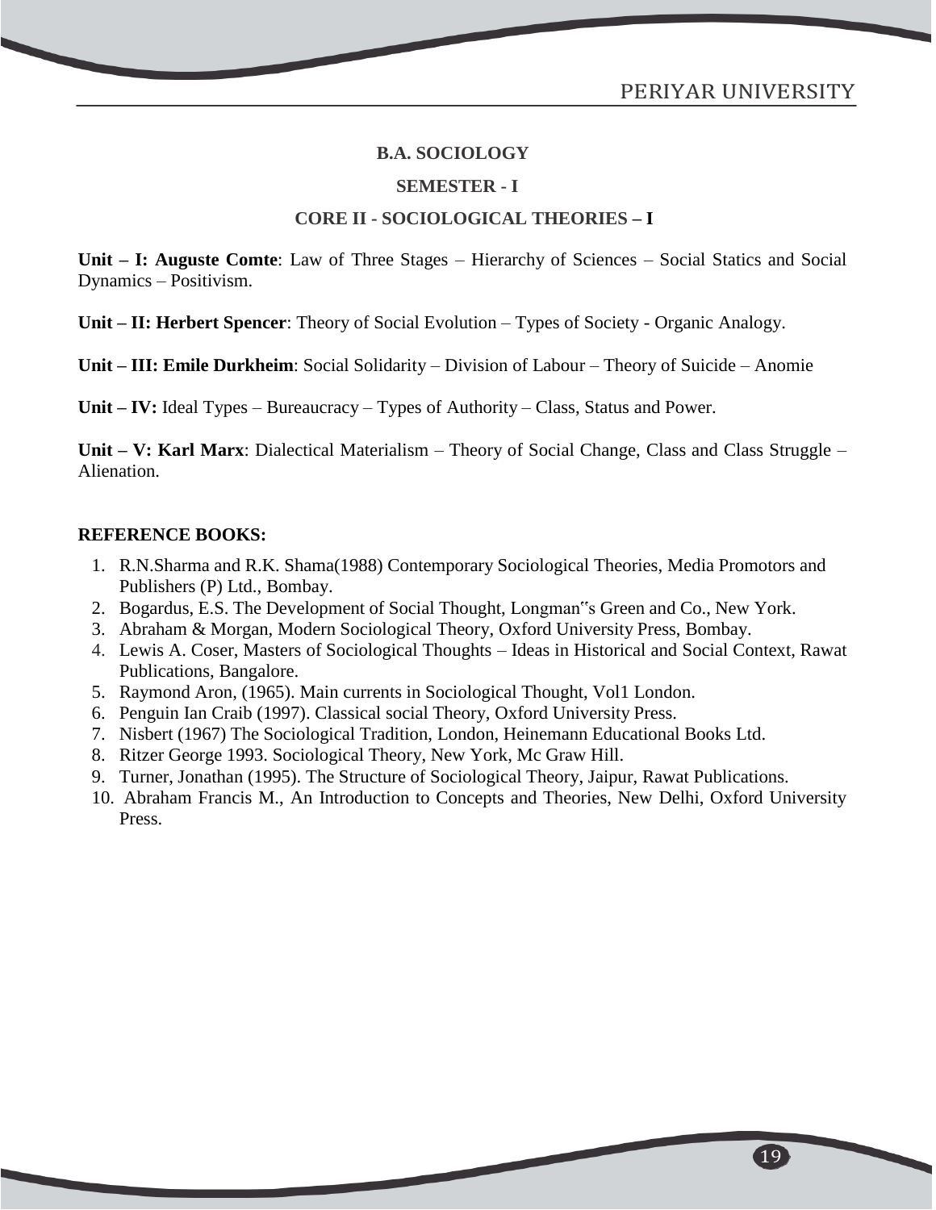## B.A. SOCIOLOGY

### SEMESTER - I

### CORE II - SOCIOLOGICAL THEORIES – I

**Unit – I: Auguste Comte**: Law of Three Stages – Hierarchy of Sciences – Social Statics and Social Dynamics – Positivism.

**Unit – II: Herbert Spencer**: Theory of Social Evolution – Types of Society - Organic Analogy.

**Unit – III: Emile Durkheim**: Social Solidarity – Division of Labour – Theory of Suicide – Anomie

**Unit – IV:** Ideal Types – Bureaucracy – Types of Authority – Class, Status and Power.

**Unit – V: Karl Marx**: Dialectical Materialism – Theory of Social Change, Class and Class Struggle – Alienation.

**REFERENCE BOOKS:**

1. R.N.Sharma and R.K. Shama(1988) Contemporary Sociological Theories, Media Promotors and Publishers (P) Ltd., Bombay.
2. Bogardus, E.S. The Development of Social Thought, Longman‟s Green and Co., New York.
3. Abraham & Morgan, Modern Sociological Theory, Oxford University Press, Bombay.
4. Lewis A. Coser, Masters of Sociological Thoughts – Ideas in Historical and Social Context, Rawat Publications, Bangalore.
5. Raymond Aron, (1965). Main currents in Sociological Thought, Vol1 London.
6. Penguin Ian Craib (1997). Classical social Theory, Oxford University Press.
7. Nisbert (1967) The Sociological Tradition, London, Heinemann Educational Books Ltd.
8. Ritzer George 1993. Sociological Theory, New York, Mc Graw Hill.
9. Turner, Jonathan (1995). The Structure of Sociological Theory, Jaipur, Rawat Publications.
10. Abraham Francis M., An Introduction to Concepts and Theories, New Delhi, Oxford University Press.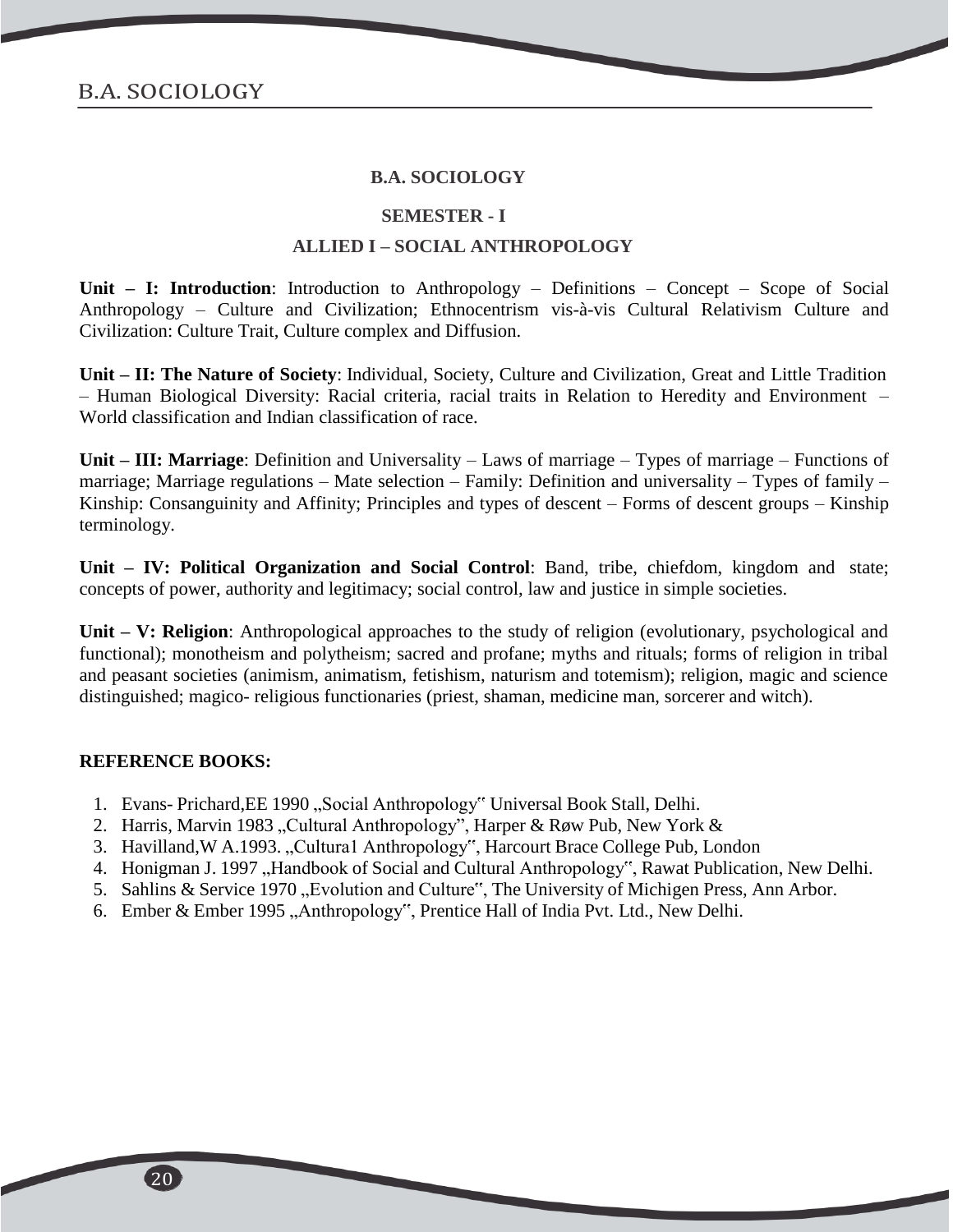## B.A. SOCIOLOGY

### SEMESTER - I

### ALLIED I – SOCIAL ANTHROPOLOGY

**Unit – I: Introduction**: Introduction to Anthropology – Definitions – Concept – Scope of Social Anthropology – Culture and Civilization; Ethnocentrism vis-à-vis Cultural Relativism Culture and Civilization: Culture Trait, Culture complex and Diffusion.

**Unit – II: The Nature of Society**: Individual, Society, Culture and Civilization, Great and Little Tradition – Human Biological Diversity: Racial criteria, racial traits in Relation to Heredity and Environment – World classification and Indian classification of race.

**Unit – III: Marriage**: Definition and Universality – Laws of marriage – Types of marriage – Functions of marriage; Marriage regulations – Mate selection – Family: Definition and universality – Types of family – Kinship: Consanguinity and Affinity; Principles and types of descent – Forms of descent groups – Kinship terminology.

**Unit – IV: Political Organization and Social Control**: Band, tribe, chiefdom, kingdom and state; concepts of power, authority and legitimacy; social control, law and justice in simple societies.

**Unit – V: Religion**: Anthropological approaches to the study of religion (evolutionary, psychological and functional); monotheism and polytheism; sacred and profane; myths and rituals; forms of religion in tribal and peasant societies (animism, animatism, fetishism, naturism and totemism); religion, magic and science distinguished; magico- religious functionaries (priest, shaman, medicine man, sorcerer and witch).

**REFERENCE BOOKS:**

1. Evans- Prichard,EE 1990 „Social Anthropology‟ Universal Book Stall, Delhi.
2. Harris, Marvin 1983 „Cultural Anthropology", Harper & Røw Pub, New York &
3. Havilland,W A.1993. „Cultura1 Anthropology‟, Harcourt Brace College Pub, London
4. Honigman J. 1997 „Handbook of Social and Cultural Anthropology‟, Rawat Publication, New Delhi.
5. Sahlins & Service 1970 „Evolution and Culture‟, The University of Michigen Press, Ann Arbor.
6. Ember & Ember 1995 „Anthropology‟, Prentice Hall of India Pvt. Ltd., New Delhi.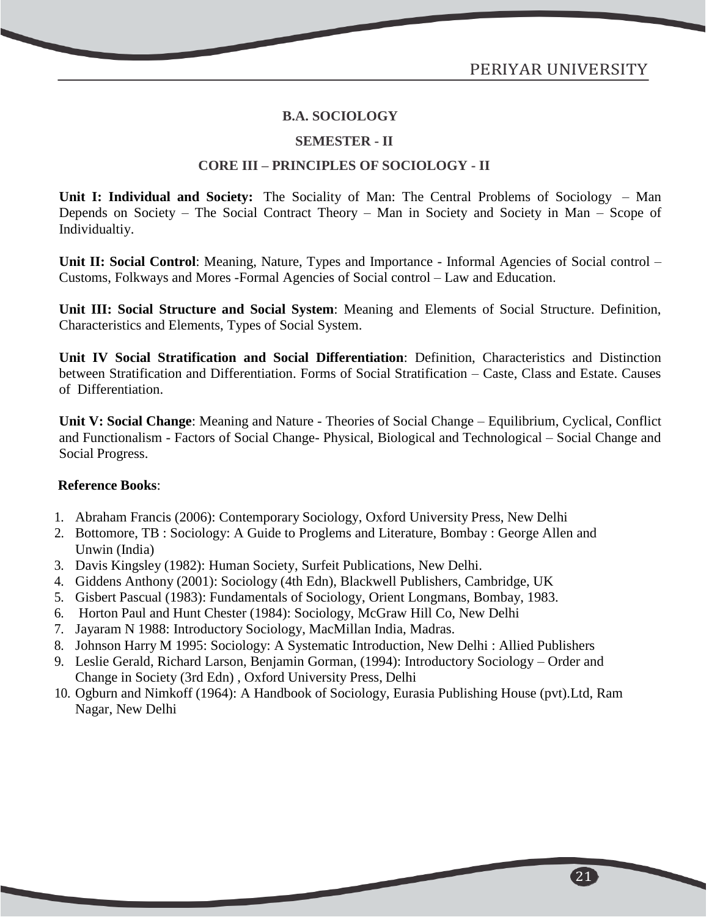**B.A. SOCIOLOGY**

**SEMESTER - II**

**CORE III – PRINCIPLES OF SOCIOLOGY - II**

**Unit I: Individual and Society:** The Sociality of Man: The Central Problems of Sociology – Man Depends on Society – The Social Contract Theory – Man in Society and Society in Man – Scope of Individualtiy.

**Unit II: Social Control**: Meaning, Nature, Types and Importance - Informal Agencies of Social control – Customs, Folkways and Mores -Formal Agencies of Social control – Law and Education.

**Unit III: Social Structure and Social System**: Meaning and Elements of Social Structure. Definition, Characteristics and Elements, Types of Social System.

**Unit IV Social Stratification and Social Differentiation**: Definition, Characteristics and Distinction between Stratification and Differentiation. Forms of Social Stratification – Caste, Class and Estate. Causes of Differentiation.

**Unit V: Social Change**: Meaning and Nature - Theories of Social Change – Equilibrium, Cyclical, Conflict and Functionalism - Factors of Social Change- Physical, Biological and Technological – Social Change and Social Progress.

**Reference Books**:

1. Abraham Francis (2006): Contemporary Sociology, Oxford University Press, New Delhi
2. Bottomore, TB : Sociology: A Guide to Proglems and Literature, Bombay : George Allen and Unwin (India)
3. Davis Kingsley (1982): Human Society, Surfeit Publications, New Delhi.
4. Giddens Anthony (2001): Sociology (4th Edn), Blackwell Publishers, Cambridge, UK
5. Gisbert Pascual (1983): Fundamentals of Sociology, Orient Longmans, Bombay, 1983.
6. Horton Paul and Hunt Chester (1984): Sociology, McGraw Hill Co, New Delhi
7. Jayaram N 1988: Introductory Sociology, MacMillan India, Madras.
8. Johnson Harry M 1995: Sociology: A Systematic Introduction, New Delhi : Allied Publishers
9. Leslie Gerald, Richard Larson, Benjamin Gorman, (1994): Introductory Sociology – Order and Change in Society (3rd Edn) , Oxford University Press, Delhi
10. Ogburn and Nimkoff (1964): A Handbook of Sociology, Eurasia Publishing House (pvt).Ltd, Ram Nagar, New Delhi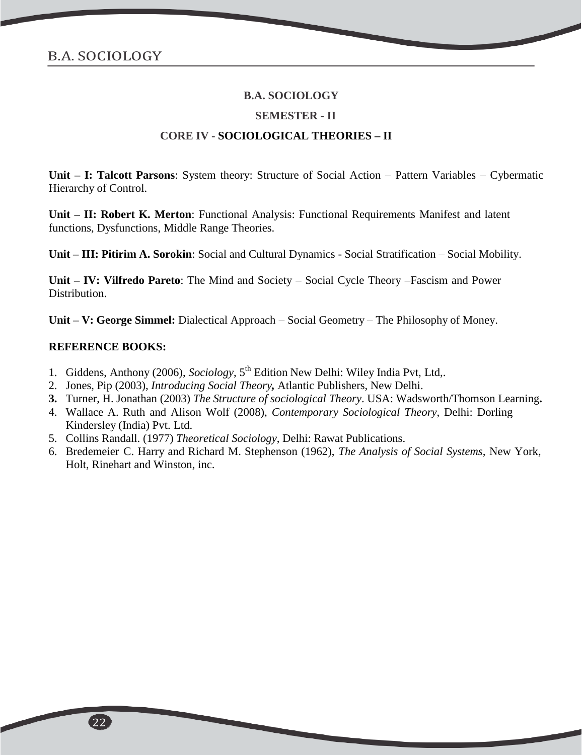**B.A. SOCIOLOGY**

**SEMESTER - II**

**CORE IV - SOCIOLOGICAL THEORIES – II**

**Unit – I: Talcott Parsons**: System theory: Structure of Social Action – Pattern Variables – Cybermatic Hierarchy of Control.

**Unit – II: Robert K. Merton**: Functional Analysis: Functional Requirements Manifest and latent functions, Dysfunctions, Middle Range Theories.

**Unit – III: Pitirim A. Sorokin**: Social and Cultural Dynamics - Social Stratification – Social Mobility.

**Unit – IV: Vilfredo Pareto**: The Mind and Society – Social Cycle Theory –Fascism and Power Distribution.

**Unit – V: George Simmel:** Dialectical Approach – Social Geometry – The Philosophy of Money.

**REFERENCE BOOKS:**

1. Giddens, Anthony (2006), *Sociology*, 5th Edition New Delhi: Wiley India Pvt, Ltd,.
2. Jones, Pip (2003), *Introducing Social Theory***,** Atlantic Publishers, New Delhi.
3. Turner, H. Jonathan (2003) *The Structure of sociological Theory*. USA: Wadsworth/Thomson Learning**.**
4. Wallace A. Ruth and Alison Wolf (2008), *Contemporary Sociological Theory*, Delhi: Dorling Kindersley (India) Pvt. Ltd.
5. Collins Randall. (1977) *Theoretical Sociology*, Delhi: Rawat Publications.
6. Bredemeier C. Harry and Richard M. Stephenson (1962), *The Analysis of Social Systems*, New York, Holt, Rinehart and Winston, inc.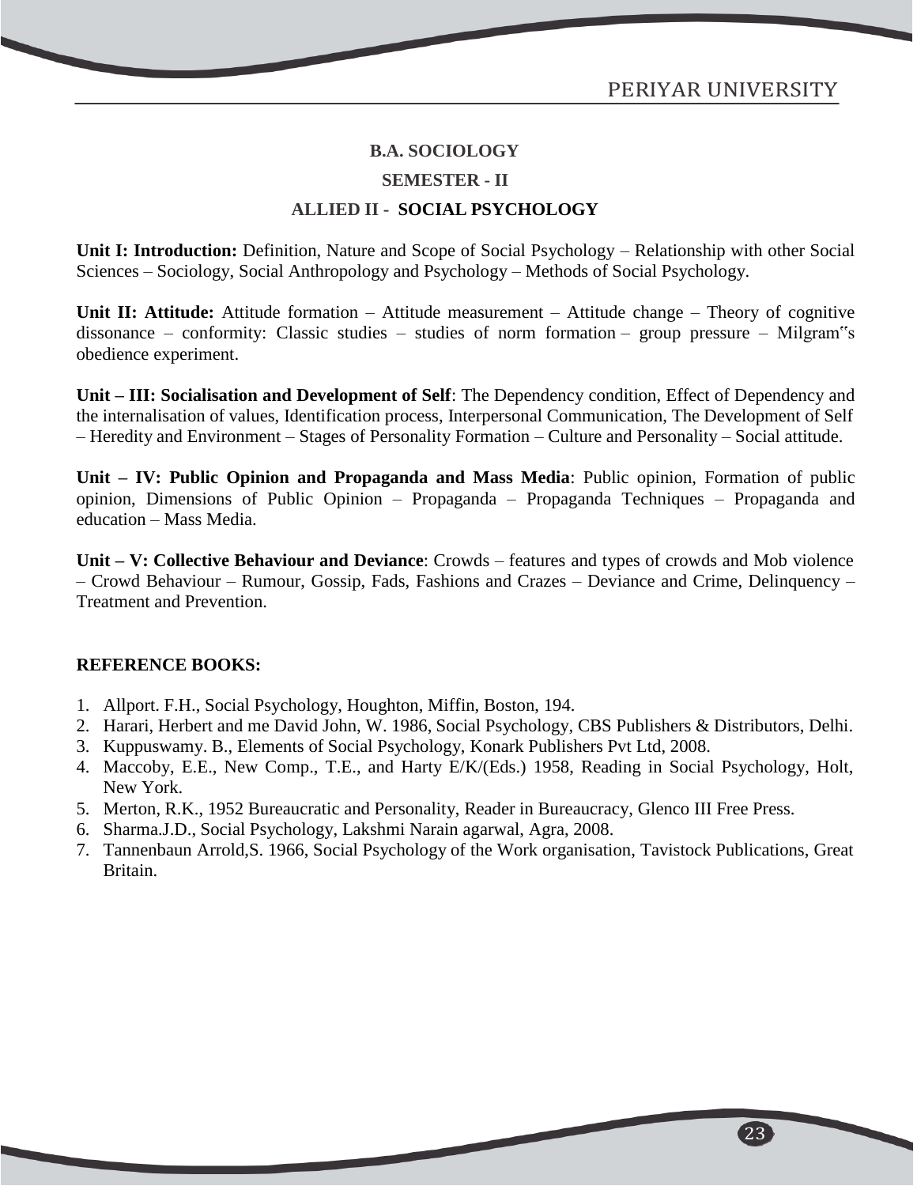## B.A. SOCIOLOGY

### SEMESTER - II

### ALLIED II - SOCIAL PSYCHOLOGY

**Unit I: Introduction:** Definition, Nature and Scope of Social Psychology – Relationship with other Social Sciences – Sociology, Social Anthropology and Psychology – Methods of Social Psychology.

**Unit II: Attitude:** Attitude formation – Attitude measurement – Attitude change – Theory of cognitive dissonance – conformity: Classic studies – studies of norm formation – group pressure – Milgram"s obedience experiment.

**Unit – III: Socialisation and Development of Self**: The Dependency condition, Effect of Dependency and the internalisation of values, Identification process, Interpersonal Communication, The Development of Self – Heredity and Environment – Stages of Personality Formation – Culture and Personality – Social attitude.

**Unit – IV: Public Opinion and Propaganda and Mass Media**: Public opinion, Formation of public opinion, Dimensions of Public Opinion – Propaganda – Propaganda Techniques – Propaganda and education – Mass Media.

**Unit – V: Collective Behaviour and Deviance**: Crowds – features and types of crowds and Mob violence – Crowd Behaviour – Rumour, Gossip, Fads, Fashions and Crazes – Deviance and Crime, Delinquency – Treatment and Prevention.

**REFERENCE BOOKS:**

1. Allport. F.H., Social Psychology, Houghton, Miffin, Boston, 194.
2. Harari, Herbert and me David John, W. 1986, Social Psychology, CBS Publishers & Distributors, Delhi.
3. Kuppuswamy. B., Elements of Social Psychology, Konark Publishers Pvt Ltd, 2008.
4. Maccoby, E.E., New Comp., T.E., and Harty E/K/(Eds.) 1958, Reading in Social Psychology, Holt, New York.
5. Merton, R.K., 1952 Bureaucratic and Personality, Reader in Bureaucracy, Glenco III Free Press.
6. Sharma.J.D., Social Psychology, Lakshmi Narain agarwal, Agra, 2008.
7. Tannenbaun Arrold,S. 1966, Social Psychology of the Work organisation, Tavistock Publications, Great Britain.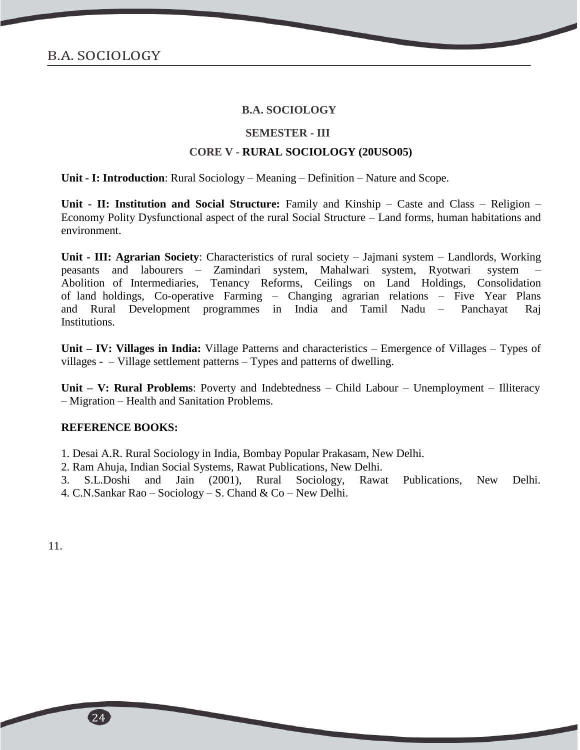## B.A. SOCIOLOGY

### SEMESTER - III

### CORE V - RURAL SOCIOLOGY (20USO05)

**Unit - I: Introduction**: Rural Sociology – Meaning – Definition – Nature and Scope.

**Unit - II: Institution and Social Structure:** Family and Kinship – Caste and Class – Religion – Economy Polity Dysfunctional aspect of the rural Social Structure – Land forms, human habitations and environment.

**Unit - III: Agrarian Society**: Characteristics of rural society – Jajmani system – Landlords, Working peasants and labourers – Zamindari system, Mahalwari system, Ryotwari system – Abolition of Intermediaries, Tenancy Reforms, Ceilings on Land Holdings, Consolidation of land holdings, Co-operative Farming – Changing agrarian relations – Five Year Plans and Rural Development programmes in India and Tamil Nadu – Panchayat Raj Institutions.

**Unit – IV: Villages in India:** Village Patterns and characteristics – Emergence of Villages – Types of villages - – Village settlement patterns – Types and patterns of dwelling.

**Unit – V: Rural Problems**: Poverty and Indebtedness – Child Labour – Unemployment – Illiteracy – Migration – Health and Sanitation Problems.

**REFERENCE BOOKS:**

1. Desai A.R. Rural Sociology in India, Bombay Popular Prakasam, New Delhi.
2. Ram Ahuja, Indian Social Systems, Rawat Publications, New Delhi.
3. S.L.Doshi and Jain (2001), Rural Sociology, Rawat Publications, New Delhi.
4. C.N.Sankar Rao – Sociology – S. Chand & Co – New Delhi.

11.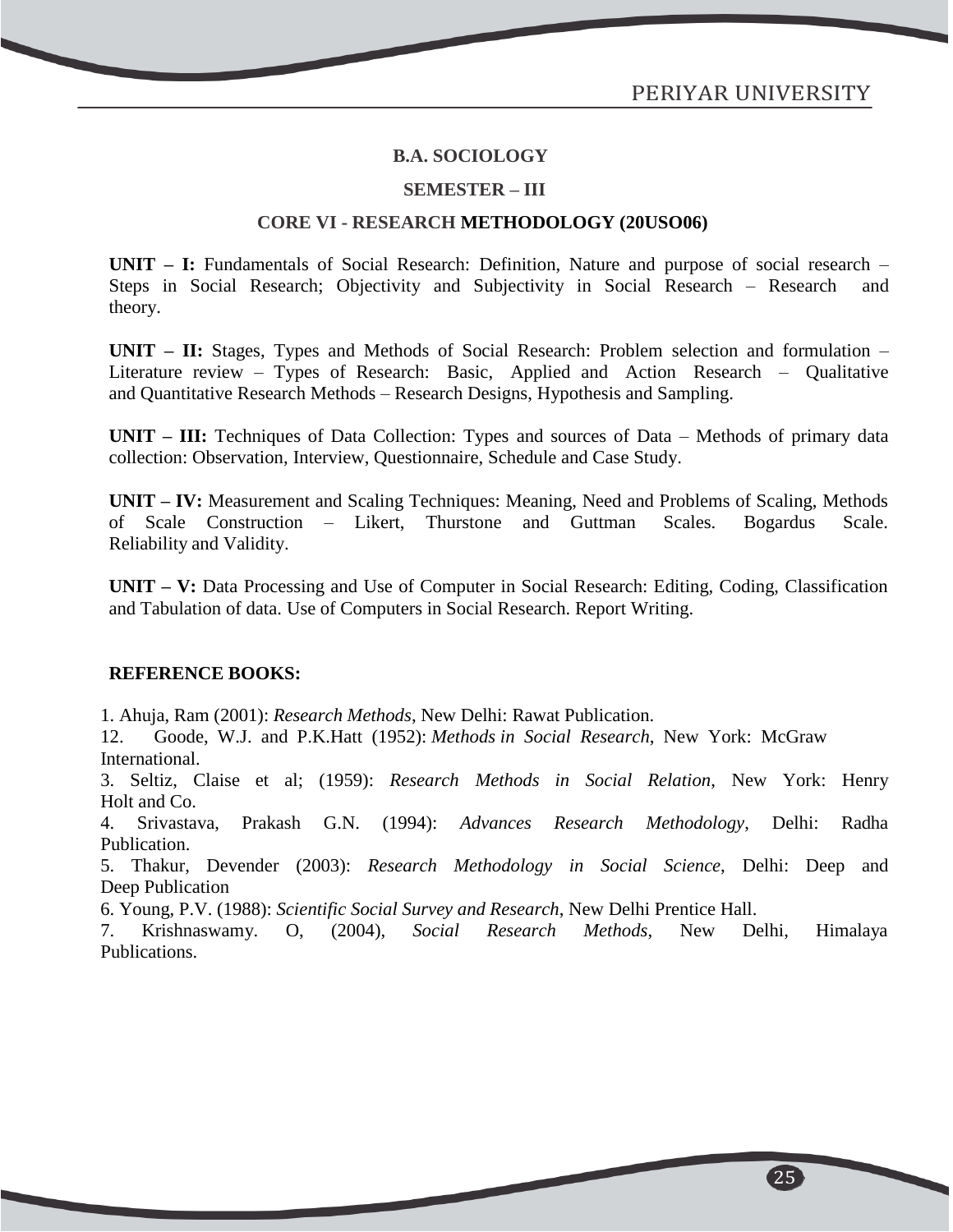## B.A. SOCIOLOGY

### SEMESTER – III

### CORE VI - RESEARCH METHODOLOGY (20USO06)

**UNIT – I:** Fundamentals of Social Research: Definition, Nature and purpose of social research – Steps in Social Research; Objectivity and Subjectivity in Social Research – Research and theory.

**UNIT – II:** Stages, Types and Methods of Social Research: Problem selection and formulation – Literature review – Types of Research: Basic, Applied and Action Research – Qualitative and Quantitative Research Methods – Research Designs, Hypothesis and Sampling.

**UNIT – III:** Techniques of Data Collection: Types and sources of Data – Methods of primary data collection: Observation, Interview, Questionnaire, Schedule and Case Study.

**UNIT – IV:** Measurement and Scaling Techniques: Meaning, Need and Problems of Scaling, Methods of Scale Construction – Likert, Thurstone and Guttman Scales. Bogardus Scale. Reliability and Validity.

**UNIT – V:** Data Processing and Use of Computer in Social Research: Editing, Coding, Classification and Tabulation of data. Use of Computers in Social Research. Report Writing.

**REFERENCE BOOKS:**

1. Ahuja, Ram (2001): *Research Methods*, New Delhi: Rawat Publication.
12. Goode, W.J. and P.K.Hatt (1952): *Methods in Social Research*, New York: McGraw International.
3. Seltiz, Claise et al; (1959): *Research Methods in Social Relation*, New York: Henry Holt and Co.
4. Srivastava, Prakash G.N. (1994): *Advances Research Methodology*, Delhi: Radha Publication.
5. Thakur, Devender (2003): *Research Methodology in Social Science*, Delhi: Deep and Deep Publication
6. Young, P.V. (1988): *Scientific Social Survey and Research*, New Delhi Prentice Hall.
7. Krishnaswamy. O, (2004), *Social Research Methods*, New Delhi, Himalaya Publications.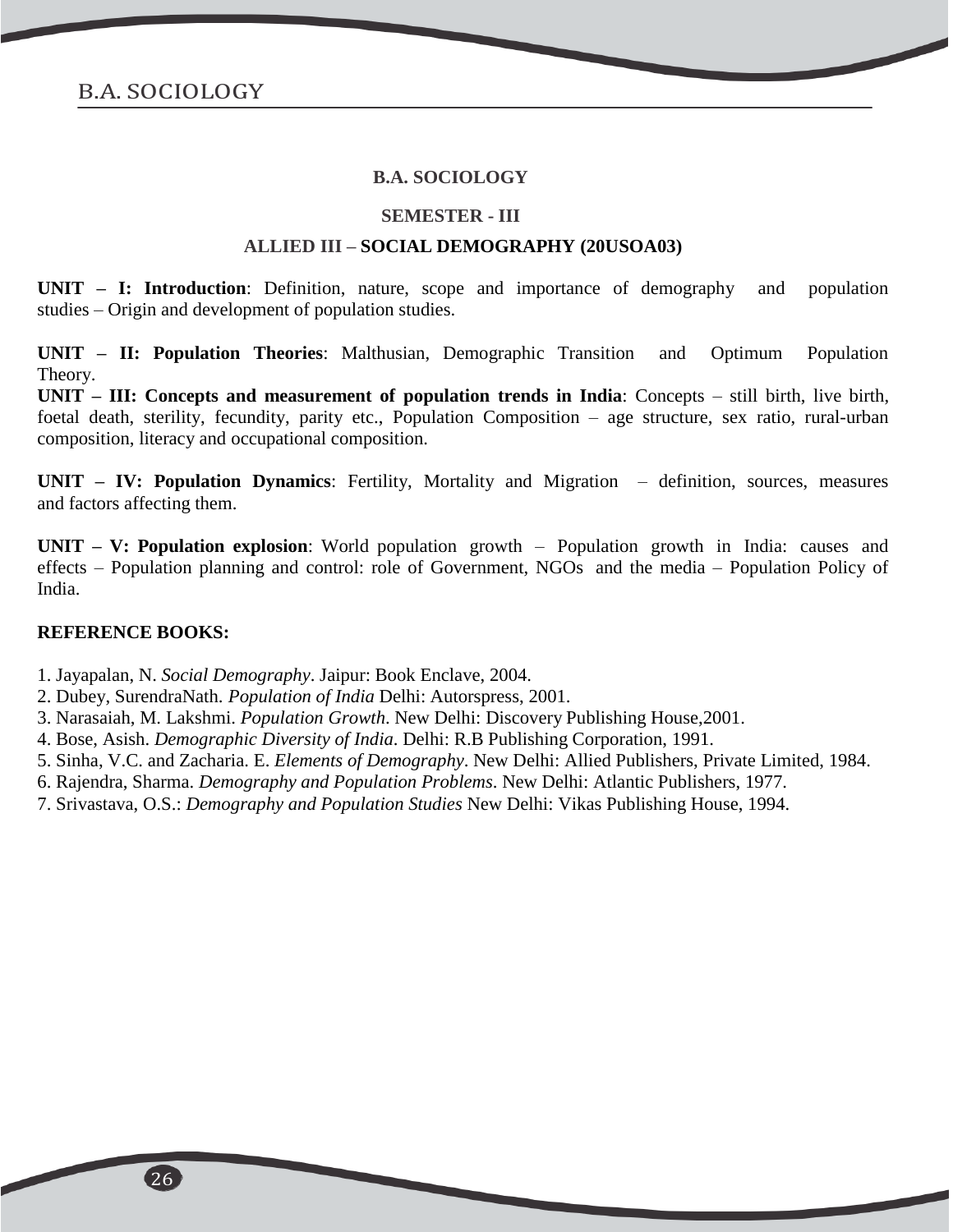## B.A. SOCIOLOGY

### SEMESTER - III

### ALLIED III – SOCIAL DEMOGRAPHY (20USOA03)

**UNIT – I: Introduction**: Definition, nature, scope and importance of demography and population studies – Origin and development of population studies.

**UNIT – II: Population Theories**: Malthusian, Demographic Transition and Optimum Population Theory.

**UNIT – III: Concepts and measurement of population trends in India**: Concepts – still birth, live birth, foetal death, sterility, fecundity, parity etc., Population Composition – age structure, sex ratio, rural-urban composition, literacy and occupational composition.

**UNIT – IV: Population Dynamics**: Fertility, Mortality and Migration – definition, sources, measures and factors affecting them.

**UNIT – V: Population explosion**: World population growth – Population growth in India: causes and effects – Population planning and control: role of Government, NGOs and the media – Population Policy of India.

**REFERENCE BOOKS:**

1. Jayapalan, N. *Social Demography*. Jaipur: Book Enclave, 2004.
2. Dubey, SurendraNath. *Population of India* Delhi: Autorspress, 2001.
3. Narasaiah, M. Lakshmi. *Population Growth*. New Delhi: Discovery Publishing House,2001.
4. Bose, Asish. *Demographic Diversity of India*. Delhi: R.B Publishing Corporation, 1991.
5. Sinha, V.C. and Zacharia. E. *Elements of Demography*. New Delhi: Allied Publishers, Private Limited, 1984.
6. Rajendra, Sharma. *Demography and Population Problems*. New Delhi: Atlantic Publishers, 1977.
7. Srivastava, O.S.: *Demography and Population Studies* New Delhi: Vikas Publishing House, 1994.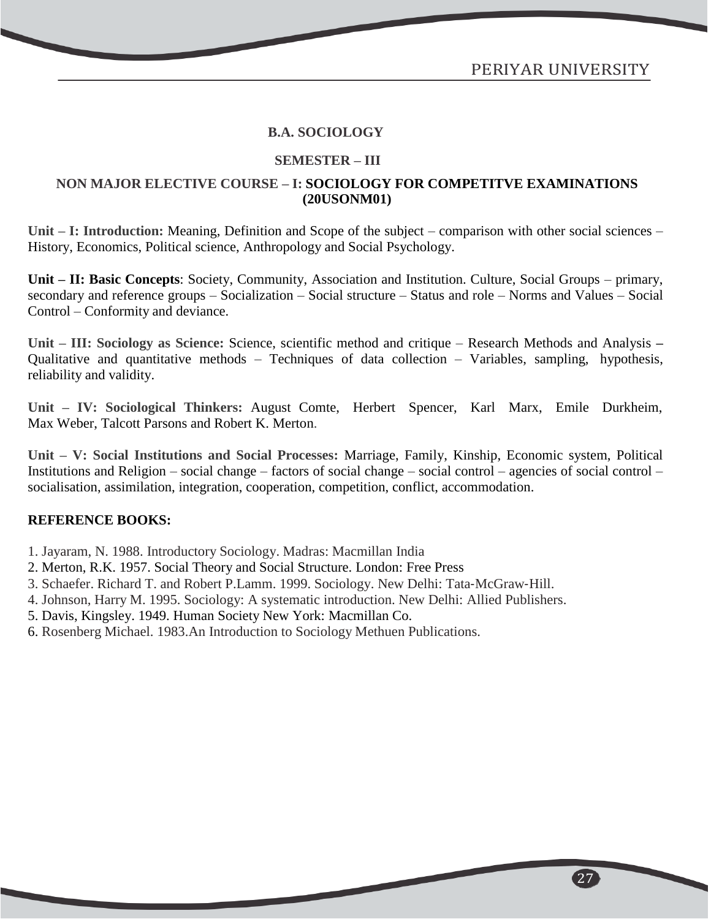## B.A. SOCIOLOGY

### SEMESTER – III

### NON MAJOR ELECTIVE COURSE – I: SOCIOLOGY FOR COMPETITVE EXAMINATIONS (20USONM01)

**Unit – I: Introduction:** Meaning, Definition and Scope of the subject – comparison with other social sciences – History, Economics, Political science, Anthropology and Social Psychology.

**Unit – II: Basic Concepts**: Society, Community, Association and Institution. Culture, Social Groups – primary, secondary and reference groups – Socialization – Social structure – Status and role – Norms and Values – Social Control – Conformity and deviance.

**Unit – III: Sociology as Science:** Science, scientific method and critique – Research Methods and Analysis – Qualitative and quantitative methods – Techniques of data collection – Variables, sampling, hypothesis, reliability and validity.

**Unit – IV: Sociological Thinkers:** August Comte, Herbert Spencer, Karl Marx, Emile Durkheim, Max Weber, Talcott Parsons and Robert K. Merton.

**Unit – V: Social Institutions and Social Processes:** Marriage, Family, Kinship, Economic system, Political Institutions and Religion – social change – factors of social change – social control – agencies of social control – socialisation, assimilation, integration, cooperation, competition, conflict, accommodation.

**REFERENCE BOOKS:**

1. Jayaram, N. 1988. Introductory Sociology. Madras: Macmillan India
2. Merton, R.K. 1957. Social Theory and Social Structure. London: Free Press
3. Schaefer. Richard T. and Robert P.Lamm. 1999. Sociology. New Delhi: Tata-McGraw-Hill.
4. Johnson, Harry M. 1995. Sociology: A systematic introduction. New Delhi: Allied Publishers.
5. Davis, Kingsley. 1949. Human Society New York: Macmillan Co.
6. Rosenberg Michael. 1983.An Introduction to Sociology Methuen Publications.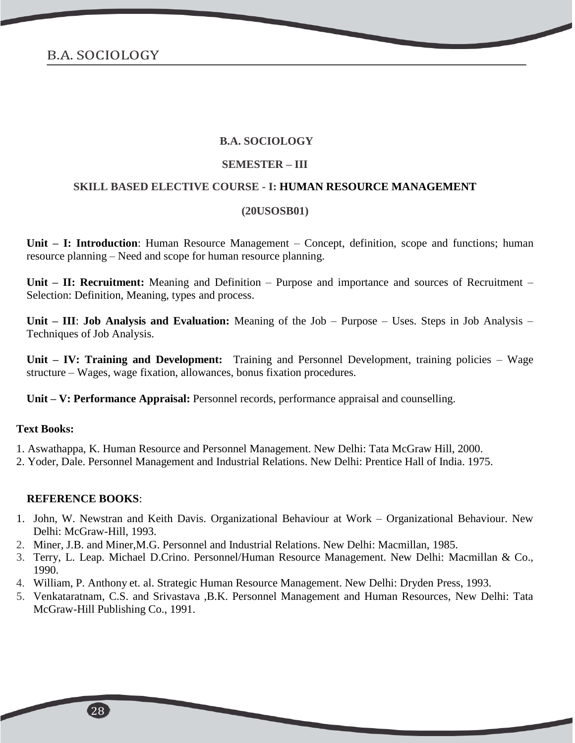**B.A. SOCIOLOGY**

**SEMESTER – III**

**SKILL BASED ELECTIVE COURSE - I: HUMAN RESOURCE MANAGEMENT**

**(20USOSB01)**

**Unit – I: Introduction**: Human Resource Management – Concept, definition, scope and functions; human resource planning – Need and scope for human resource planning.

**Unit – II: Recruitment:** Meaning and Definition – Purpose and importance and sources of Recruitment – Selection: Definition, Meaning, types and process.

**Unit – III**: **Job Analysis and Evaluation:** Meaning of the Job – Purpose – Uses. Steps in Job Analysis – Techniques of Job Analysis.

**Unit – IV: Training and Development:** Training and Personnel Development, training policies – Wage structure – Wages, wage fixation, allowances, bonus fixation procedures.

**Unit – V: Performance Appraisal:** Personnel records, performance appraisal and counselling.

**Text Books:**

1. Aswathappa, K. Human Resource and Personnel Management. New Delhi: Tata McGraw Hill, 2000.
2. Yoder, Dale. Personnel Management and Industrial Relations. New Delhi: Prentice Hall of India. 1975.

**REFERENCE BOOKS**:

1. John, W. Newstran and Keith Davis. Organizational Behaviour at Work – Organizational Behaviour. New Delhi: McGraw-Hill, 1993.
2. Miner, J.B. and Miner,M.G. Personnel and Industrial Relations. New Delhi: Macmillan, 1985.
3. Terry, L. Leap. Michael D.Crino. Personnel/Human Resource Management. New Delhi: Macmillan & Co., 1990.
4. William, P. Anthony et. al. Strategic Human Resource Management. New Delhi: Dryden Press, 1993.
5. Venkataratnam, C.S. and Srivastava ,B.K. Personnel Management and Human Resources, New Delhi: Tata McGraw-Hill Publishing Co., 1991.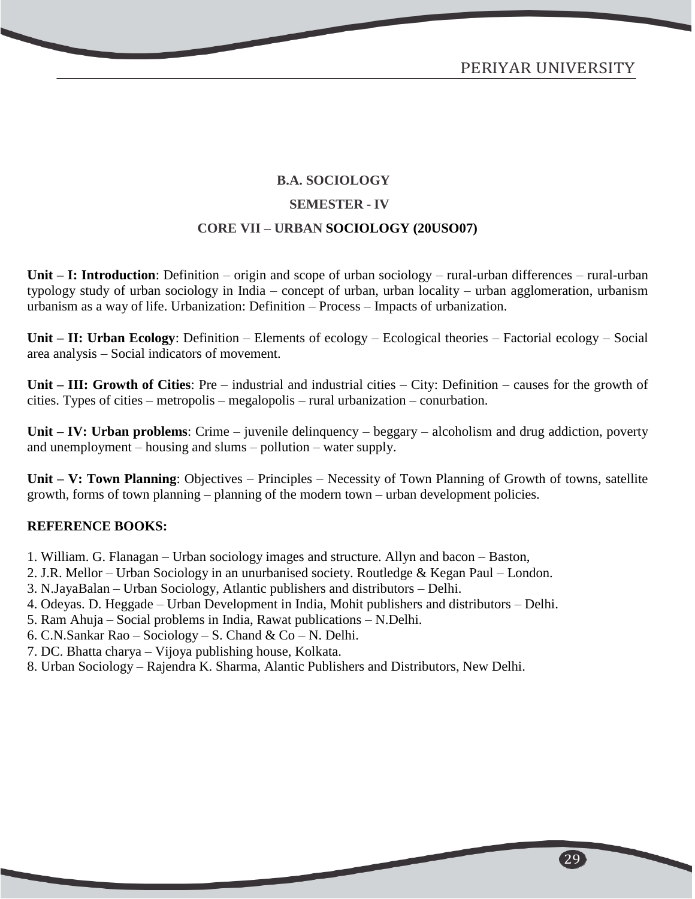**B.A. SOCIOLOGY**

**SEMESTER - IV**

**CORE VII – URBAN SOCIOLOGY (20USO07)**

**Unit – I: Introduction**: Definition – origin and scope of urban sociology – rural-urban differences – rural-urban typology study of urban sociology in India – concept of urban, urban locality – urban agglomeration, urbanism urbanism as a way of life. Urbanization: Definition – Process – Impacts of urbanization.

**Unit – II: Urban Ecology**: Definition – Elements of ecology – Ecological theories – Factorial ecology – Social area analysis – Social indicators of movement.

**Unit – III: Growth of Cities**: Pre – industrial and industrial cities – City: Definition – causes for the growth of cities. Types of cities – metropolis – megalopolis – rural urbanization – conurbation.

**Unit – IV: Urban problems**: Crime – juvenile delinquency – beggary – alcoholism and drug addiction, poverty and unemployment – housing and slums – pollution – water supply.

**Unit – V: Town Planning**: Objectives – Principles – Necessity of Town Planning of Growth of towns, satellite growth, forms of town planning – planning of the modern town – urban development policies.

**REFERENCE BOOKS:**

1. William. G. Flanagan – Urban sociology images and structure. Allyn and bacon – Baston,
2. J.R. Mellor – Urban Sociology in an unurbanised society. Routledge & Kegan Paul – London.
3. N.JayaBalan – Urban Sociology, Atlantic publishers and distributors – Delhi.
4. Odeyas. D. Heggade – Urban Development in India, Mohit publishers and distributors – Delhi.
5. Ram Ahuja – Social problems in India, Rawat publications – N.Delhi.
6. C.N.Sankar Rao – Sociology – S. Chand & Co – N. Delhi.
7. DC. Bhatta charya – Vijoya publishing house, Kolkata.
8. Urban Sociology – Rajendra K. Sharma, Alantic Publishers and Distributors, New Delhi.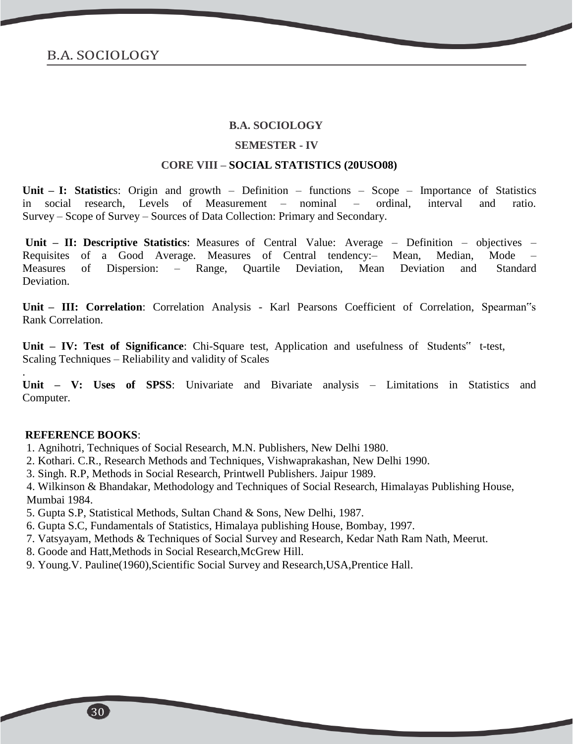**B.A. SOCIOLOGY**

**SEMESTER - IV**

**CORE VIII – SOCIAL STATISTICS (20USO08)**

**Unit – I: Statistic**s: Origin and growth – Definition – functions – Scope – Importance of Statistics in social research, Levels of Measurement – nominal – ordinal, interval and ratio. Survey – Scope of Survey – Sources of Data Collection: Primary and Secondary.

**Unit – II: Descriptive Statistics**: Measures of Central Value: Average – Definition – objectives – Requisites of a Good Average. Measures of Central tendency:– Mean, Median, Mode – Measures of Dispersion: – Range, Quartile Deviation, Mean Deviation and Standard Deviation.

**Unit – III: Correlation**: Correlation Analysis - Karl Pearsons Coefficient of Correlation, Spearman"s Rank Correlation.

**Unit – IV: Test of Significance**: Chi-Square test, Application and usefulness of Students" t-test, Scaling Techniques – Reliability and validity of Scales

.

**Unit – V: Uses of SPSS**: Univariate and Bivariate analysis – Limitations in Statistics and Computer.

**REFERENCE BOOKS**:

1. Agnihotri, Techniques of Social Research, M.N. Publishers, New Delhi 1980.
2. Kothari. C.R., Research Methods and Techniques, Vishwaprakashan, New Delhi 1990.
3. Singh. R.P, Methods in Social Research, Printwell Publishers. Jaipur 1989.
4. Wilkinson & Bhandakar, Methodology and Techniques of Social Research, Himalayas Publishing House, Mumbai 1984.
5. Gupta S.P, Statistical Methods, Sultan Chand & Sons, New Delhi, 1987.
6. Gupta S.C, Fundamentals of Statistics, Himalaya publishing House, Bombay, 1997.
7. Vatsyayam, Methods & Techniques of Social Survey and Research, Kedar Nath Ram Nath, Meerut.
8. Goode and Hatt,Methods in Social Research,McGrew Hill.
9. Young.V. Pauline(1960),Scientific Social Survey and Research,USA,Prentice Hall.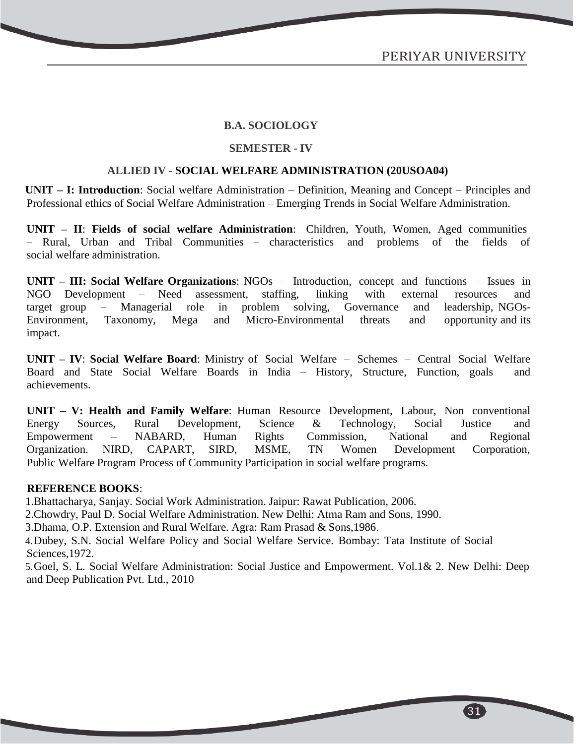**B.A. SOCIOLOGY**

**SEMESTER - IV**

**ALLIED IV - SOCIAL WELFARE ADMINISTRATION (20USOA04)**

**UNIT – I: Introduction**: Social welfare Administration – Definition, Meaning and Concept – Principles and Professional ethics of Social Welfare Administration – Emerging Trends in Social Welfare Administration.

**UNIT – II**: **Fields of social welfare Administration**: Children, Youth, Women, Aged communities – Rural, Urban and Tribal Communities – characteristics and problems of the fields of social welfare administration.

**UNIT – III: Social Welfare Organizations**: NGOs – Introduction, concept and functions – Issues in NGO Development – Need assessment, staffing, linking with external resources and target group – Managerial role in problem solving, Governance and leadership, NGOs-Environment, Taxonomy, Mega and Micro-Environmental threats and opportunity and its impact.

**UNIT – IV**: **Social Welfare Board**: Ministry of Social Welfare – Schemes – Central Social Welfare Board and State Social Welfare Boards in India – History, Structure, Function, goals and achievements.

**UNIT – V: Health and Family Welfare**: Human Resource Development, Labour, Non conventional Energy Sources, Rural Development, Science & Technology, Social Justice and Empowerment – NABARD, Human Rights Commission, National and Regional Organization. NIRD, CAPART, SIRD, MSME, TN Women Development Corporation, Public Welfare Program Process of Community Participation in social welfare programs.

**REFERENCE BOOKS**:

1. Bhattacharya, Sanjay. Social Work Administration. Jaipur: Rawat Publication, 2006.
2. Chowdry, Paul D. Social Welfare Administration. New Delhi: Atma Ram and Sons, 1990.
3. Dhama, O.P. Extension and Rural Welfare. Agra: Ram Prasad & Sons,1986.
4. Dubey, S.N. Social Welfare Policy and Social Welfare Service. Bombay: Tata Institute of Social Sciences,1972.
5. Goel, S. L. Social Welfare Administration: Social Justice and Empowerment. Vol.1& 2. New Delhi: Deep and Deep Publication Pvt. Ltd., 2010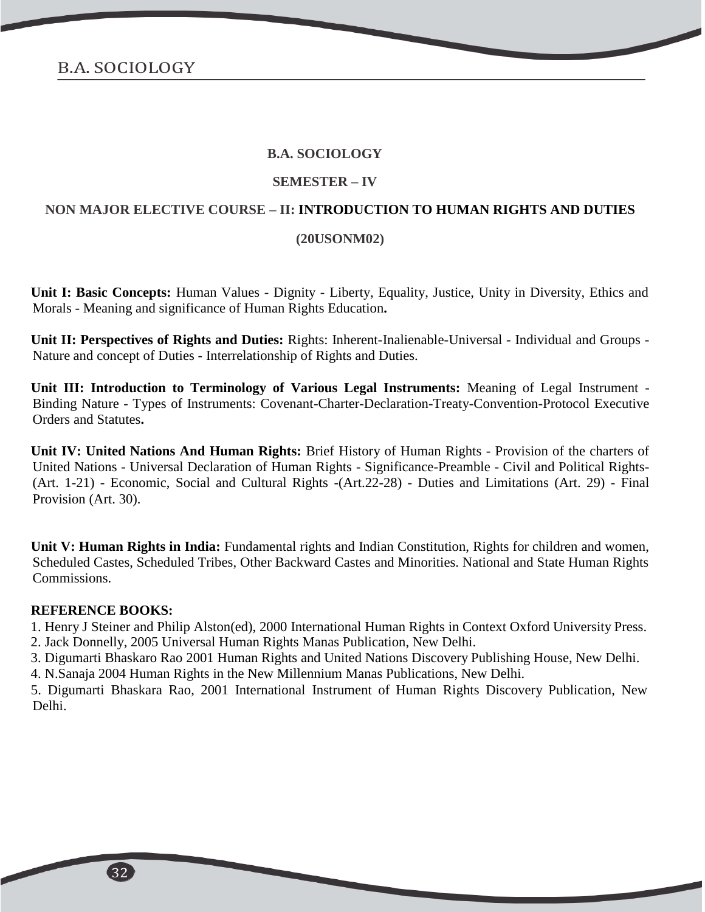**B.A. SOCIOLOGY**

**SEMESTER – IV**

**NON MAJOR ELECTIVE COURSE – II: INTRODUCTION TO HUMAN RIGHTS AND DUTIES**

**(20USONM02)**

**Unit I: Basic Concepts:** Human Values - Dignity - Liberty, Equality, Justice, Unity in Diversity, Ethics and Morals - Meaning and significance of Human Rights Education**.**

**Unit II: Perspectives of Rights and Duties:** Rights: Inherent-Inalienable-Universal - Individual and Groups - Nature and concept of Duties - Interrelationship of Rights and Duties.

**Unit III: Introduction to Terminology of Various Legal Instruments:** Meaning of Legal Instrument - Binding Nature - Types of Instruments: Covenant-Charter-Declaration-Treaty-Convention-Protocol Executive Orders and Statutes**.**

**Unit IV: United Nations And Human Rights:** Brief History of Human Rights - Provision of the charters of United Nations - Universal Declaration of Human Rights - Significance-Preamble - Civil and Political Rights-(Art. 1-21) - Economic, Social and Cultural Rights -(Art.22-28) - Duties and Limitations (Art. 29) - Final Provision (Art. 30).

**Unit V: Human Rights in India:** Fundamental rights and Indian Constitution, Rights for children and women, Scheduled Castes, Scheduled Tribes, Other Backward Castes and Minorities. National and State Human Rights Commissions.

**REFERENCE BOOKS:**

1. Henry J Steiner and Philip Alston(ed), 2000 International Human Rights in Context Oxford University Press.
2. Jack Donnelly, 2005 Universal Human Rights Manas Publication, New Delhi.
3. Digumarti Bhaskaro Rao 2001 Human Rights and United Nations Discovery Publishing House, New Delhi.
4. N.Sanaja 2004 Human Rights in the New Millennium Manas Publications, New Delhi.
5. Digumarti Bhaskara Rao, 2001 International Instrument of Human Rights Discovery Publication, New Delhi.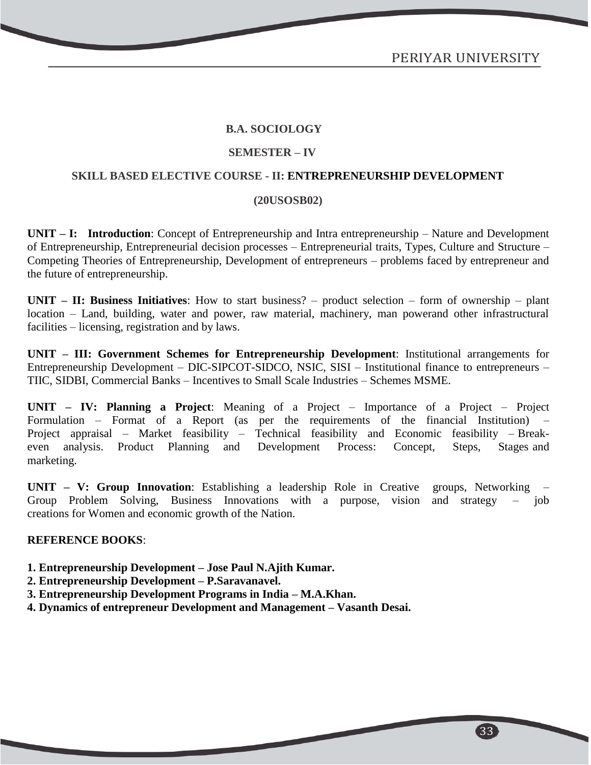**B.A. SOCIOLOGY**

**SEMESTER – IV**

**SKILL BASED ELECTIVE COURSE - II: ENTREPRENEURSHIP DEVELOPMENT**

**(20USOSB02)**

**UNIT – I: Introduction**: Concept of Entrepreneurship and Intra entrepreneurship – Nature and Development of Entrepreneurship, Entrepreneurial decision processes – Entrepreneurial traits, Types, Culture and Structure – Competing Theories of Entrepreneurship, Development of entrepreneurs – problems faced by entrepreneur and the future of entrepreneurship.

**UNIT – II: Business Initiatives**: How to start business? – product selection – form of ownership – plant location – Land, building, water and power, raw material, machinery, man powerand other infrastructural facilities – licensing, registration and by laws.

**UNIT – III: Government Schemes for Entrepreneurship Development**: Institutional arrangements for Entrepreneurship Development – DIC-SIPCOT-SIDCO, NSIC, SISI – Institutional finance to entrepreneurs – TIIC, SIDBI, Commercial Banks – Incentives to Small Scale Industries – Schemes MSME.

**UNIT – IV: Planning a Project**: Meaning of a Project – Importance of a Project – Project Formulation – Format of a Report (as per the requirements of the financial Institution) – Project appraisal – Market feasibility – Technical feasibility and Economic feasibility – Break-even analysis. Product Planning and Development Process: Concept, Steps, Stages and marketing.

**UNIT – V: Group Innovation**: Establishing a leadership Role in Creative groups, Networking – Group Problem Solving, Business Innovations with a purpose, vision and strategy – job creations for Women and economic growth of the Nation.

**REFERENCE BOOKS**:

**1. Entrepreneurship Development – Jose Paul N.Ajith Kumar.**
**2. Entrepreneurship Development – P.Saravanavel.**
**3. Entrepreneurship Development Programs in India – M.A.Khan.**
**4. Dynamics of entrepreneur Development and Management – Vasanth Desai.**